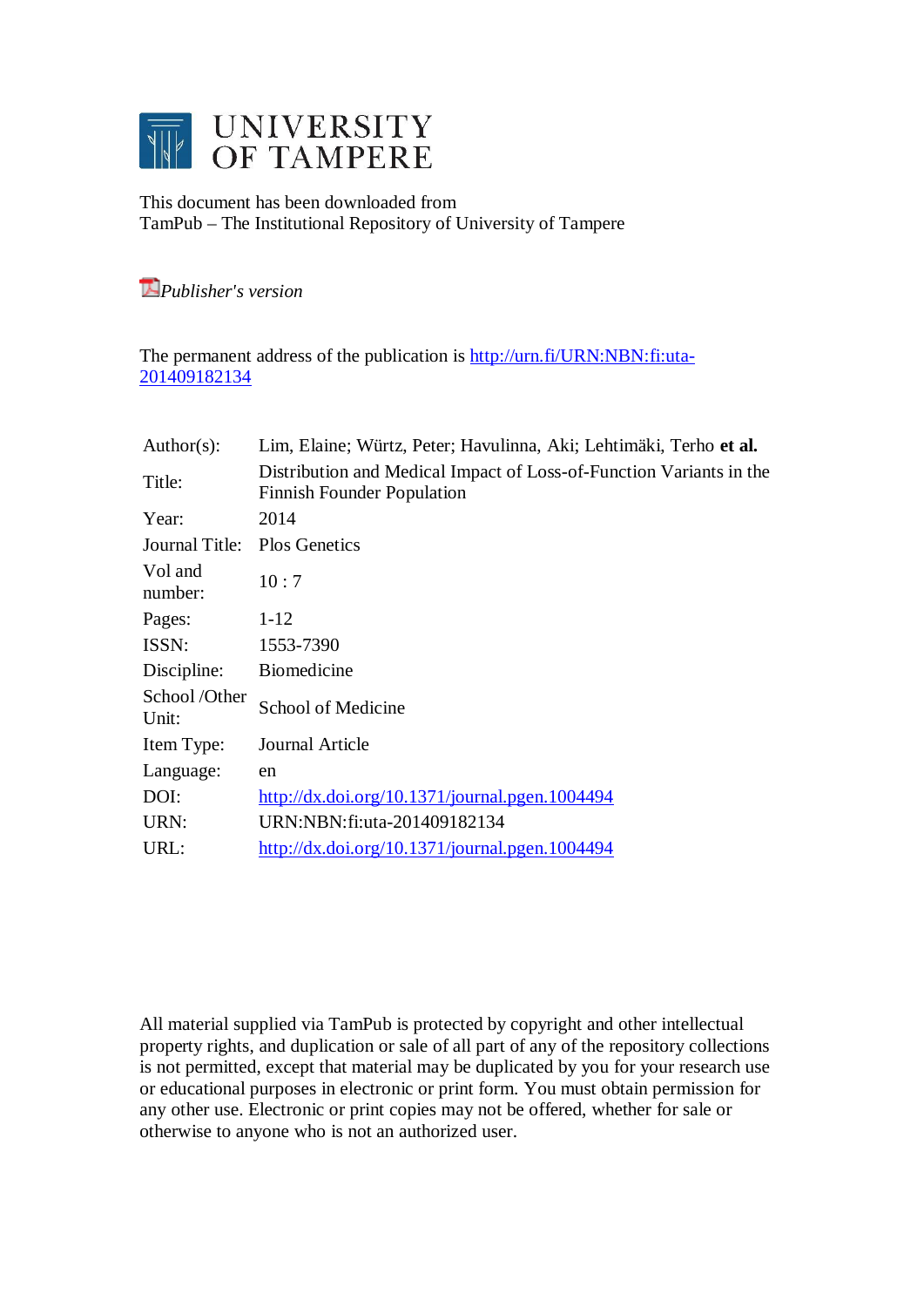# UNIVERSITY OF TAMPERE

This document has been downloaded from
TamPub – The Institutional Repository of University of Tampere

*Publisher's version*

The permanent address of the publication is http://urn.fi/URN:NBN:fi:uta-201409182134

| | |
|---|---|
| Author(s): | Lim, Elaine; Würtz, Peter; Havulinna, Aki; Lehtimäki, Terho **et al.** |
| Title: | Distribution and Medical Impact of Loss-of-Function Variants in the Finnish Founder Population |
| Year: | 2014 |
| Journal Title: | Plos Genetics |
| Vol and number: | 10 : 7 |
| Pages: | 1-12 |
| ISSN: | 1553-7390 |
| Discipline: | Biomedicine |
| School /Other Unit: | School of Medicine |
| Item Type: | Journal Article |
| Language: | en |
| DOI: | http://dx.doi.org/10.1371/journal.pgen.1004494 |
| URN: | URN:NBN:fi:uta-201409182134 |
| URL: | http://dx.doi.org/10.1371/journal.pgen.1004494 |

All material supplied via TamPub is protected by copyright and other intellectual property rights, and duplication or sale of all part of any of the repository collections is not permitted, except that material may be duplicated by you for your research use or educational purposes in electronic or print form. You must obtain permission for any other use. Electronic or print copies may not be offered, whether for sale or otherwise to anyone who is not an authorized user.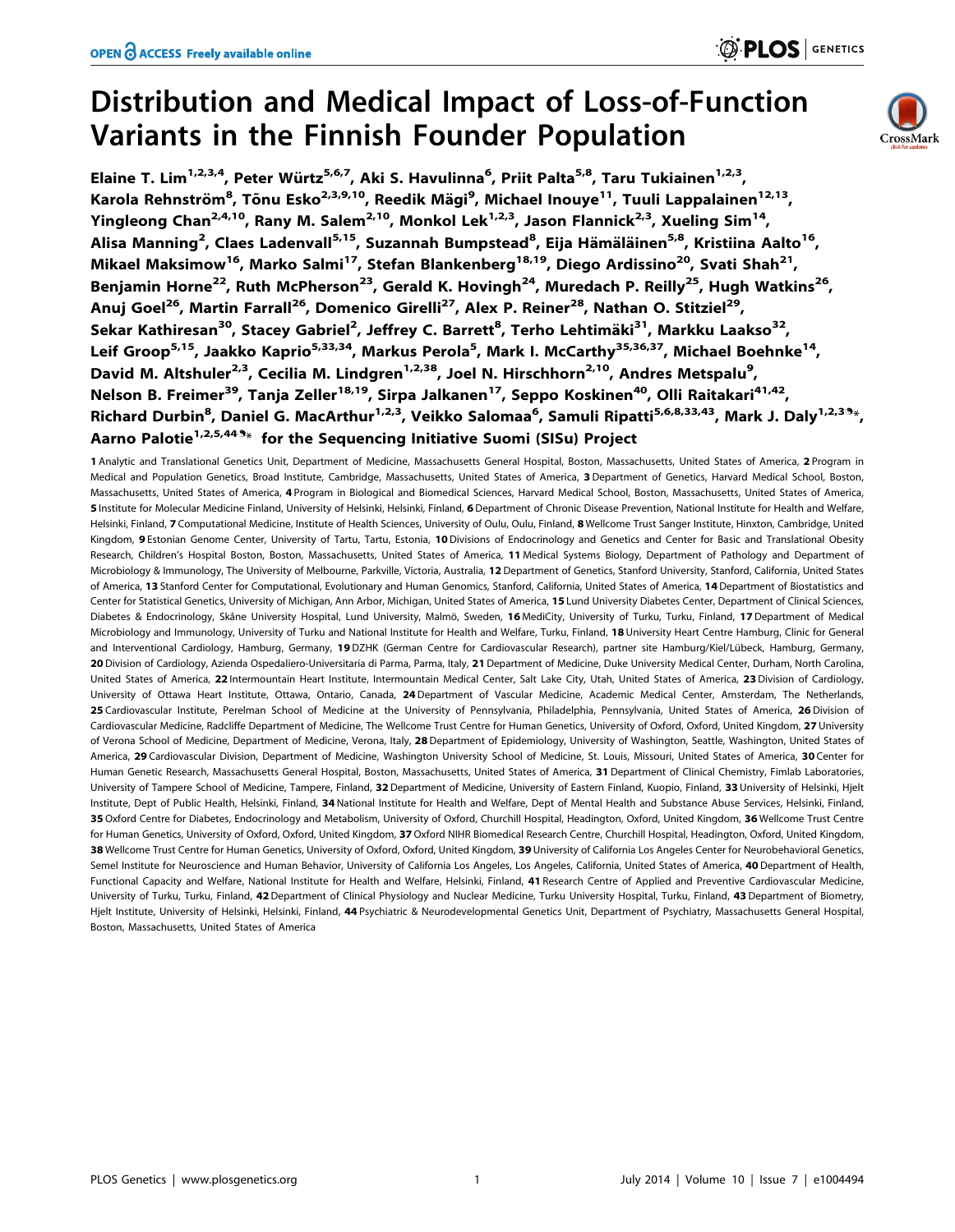# Distribution and Medical Impact of Loss-of-Function Variants in the Finnish Founder Population

**Elaine T. Lim[1,2,3,4], Peter Würtz[5,6,7], Aki S. Havulinna[6], Priit Palta[5,8], Taru Tukiainen[1,2,3], Karola Rehnström[8], Tõnu Esko[2,3,9,10], Reedik Mägi[9], Michael Inouye[11], Tuuli Lappalainen[12,13], Yingleong Chan[2,4,10], Rany M. Salem[2,10], Monkol Lek[1,2,3], Jason Flannick[2,3], Xueling Sim[14], Alisa Manning[2], Claes Ladenvall[5,15], Suzannah Bumpstead[8], Eija Hämäläinen[5,8], Kristiina Aalto[16], Mikael Maksimow[16], Marko Salmi[17], Stefan Blankenberg[18,19], Diego Ardissino[20], Svati Shah[21], Benjamin Horne[22], Ruth McPherson[23], Gerald K. Hovingh[24], Muredach P. Reilly[25], Hugh Watkins[26], Anuj Goel[26], Martin Farrall[26], Domenico Girelli[27], Alex P. Reiner[28], Nathan O. Stitziel[29], Sekar Kathiresan[30], Stacey Gabriel[2], Jeffrey C. Barrett[8], Terho Lehtimäki[31], Markku Laakso[32], Leif Groop[5,15], Jaakko Kaprio[5,33,34], Markus Perola[5], Mark I. McCarthy[35,36,37], Michael Boehnke[14], David M. Altshuler[2,3], Cecilia M. Lindgren[1,2,38], Joel N. Hirschhorn[2,10], Andres Metspalu[9], Nelson B. Freimer[39], Tanja Zeller[18,19], Sirpa Jalkanen[17], Seppo Koskinen[40], Olli Raitakari[41,42], Richard Durbin[8], Daniel G. MacArthur[1,2,3], Veikko Salomaa[6], Samuli Ripatti[5,6,8,33,43], Mark J. Daly[1,2,3¶]*, Aarno Palotie[1,2,5,44¶]* for the Sequencing Initiative Suomi (SISu) Project**

**1** Analytic and Translational Genetics Unit, Department of Medicine, Massachusetts General Hospital, Boston, Massachusetts, United States of America, **2** Program in Medical and Population Genetics, Broad Institute, Cambridge, Massachusetts, United States of America, **3** Department of Genetics, Harvard Medical School, Boston, Massachusetts, United States of America, **4** Program in Biological and Biomedical Sciences, Harvard Medical School, Boston, Massachusetts, United States of America, **5** Institute for Molecular Medicine Finland, University of Helsinki, Helsinki, Finland, **6** Department of Chronic Disease Prevention, National Institute for Health and Welfare, Helsinki, Finland, **7** Computational Medicine, Institute of Health Sciences, University of Oulu, Oulu, Finland, **8** Wellcome Trust Sanger Institute, Hinxton, Cambridge, United Kingdom, **9** Estonian Genome Center, University of Tartu, Tartu, Estonia, **10** Divisions of Endocrinology and Genetics and Center for Basic and Translational Obesity Research, Children's Hospital Boston, Boston, Massachusetts, United States of America, **11** Medical Systems Biology, Department of Pathology and Department of Microbiology & Immunology, The University of Melbourne, Parkville, Victoria, Australia, **12** Department of Genetics, Stanford University, Stanford, California, United States of America, **13** Stanford Center for Computational, Evolutionary and Human Genomics, Stanford, California, United States of America, **14** Department of Biostatistics and Center for Statistical Genetics, University of Michigan, Ann Arbor, Michigan, United States of America, **15** Lund University Diabetes Center, Department of Clinical Sciences, Diabetes & Endocrinology, Skåne University Hospital, Lund University, Malmö, Sweden, **16** MediCity, University of Turku, Turku, Finland, **17** Department of Medical Microbiology and Immunology, University of Turku and National Institute for Health and Welfare, Turku, Finland, **18** University Heart Centre Hamburg, Clinic for General and Interventional Cardiology, Hamburg, Germany, **19** DZHK (German Centre for Cardiovascular Research), partner site Hamburg/Kiel/Lübeck, Hamburg, Germany, **20** Division of Cardiology, Azienda Ospedaliero-Universitaria di Parma, Parma, Italy, **21** Department of Medicine, Duke University Medical Center, Durham, North Carolina, United States of America, **22** Intermountain Heart Institute, Intermountain Medical Center, Salt Lake City, Utah, United States of America, **23** Division of Cardiology, University of Ottawa Heart Institute, Ottawa, Ontario, Canada, **24** Department of Vascular Medicine, Academic Medical Center, Amsterdam, The Netherlands, **25** Cardiovascular Institute, Perelman School of Medicine at the University of Pennsylvania, Philadelphia, Pennsylvania, United States of America, **26** Division of Cardiovascular Medicine, Radcliffe Department of Medicine, The Wellcome Trust Centre for Human Genetics, University of Oxford, Oxford, United Kingdom, **27** University of Verona School of Medicine, Department of Medicine, Verona, Italy, **28** Department of Epidemiology, University of Washington, Seattle, Washington, United States of America, **29** Cardiovascular Division, Department of Medicine, Washington University School of Medicine, St. Louis, Missouri, United States of America, **30** Center for Human Genetic Research, Massachusetts General Hospital, Boston, Massachusetts, United States of America, **31** Department of Clinical Chemistry, Fimlab Laboratories, University of Tampere School of Medicine, Tampere, Finland, **32** Department of Medicine, University of Eastern Finland, Kuopio, Finland, **33** University of Helsinki, Hjelt Institute, Dept of Public Health, Helsinki, Finland, **34** National Institute for Health and Welfare, Dept of Mental Health and Substance Abuse Services, Helsinki, Finland, **35** Oxford Centre for Diabetes, Endocrinology and Metabolism, University of Oxford, Churchill Hospital, Headington, Oxford, United Kingdom, **36** Wellcome Trust Centre for Human Genetics, University of Oxford, Oxford, United Kingdom, **37** Oxford NIHR Biomedical Research Centre, Churchill Hospital, Headington, Oxford, United Kingdom, **38** Wellcome Trust Centre for Human Genetics, University of Oxford, Oxford, United Kingdom, **39** University of California Los Angeles Center for Neurobehavioral Genetics, Semel Institute for Neuroscience and Human Behavior, University of California Los Angeles, Los Angeles, California, United States of America, **40** Department of Health, Functional Capacity and Welfare, National Institute for Health and Welfare, Helsinki, Finland, **41** Research Centre of Applied and Preventive Cardiovascular Medicine, University of Turku, Turku, Finland, **42** Department of Clinical Physiology and Nuclear Medicine, Turku University Hospital, Turku, Finland, **43** Department of Biometry, Hjelt Institute, University of Helsinki, Helsinki, Finland, **44** Psychiatric & Neurodevelopmental Genetics Unit, Department of Psychiatry, Massachusetts General Hospital, Boston, Massachusetts, United States of America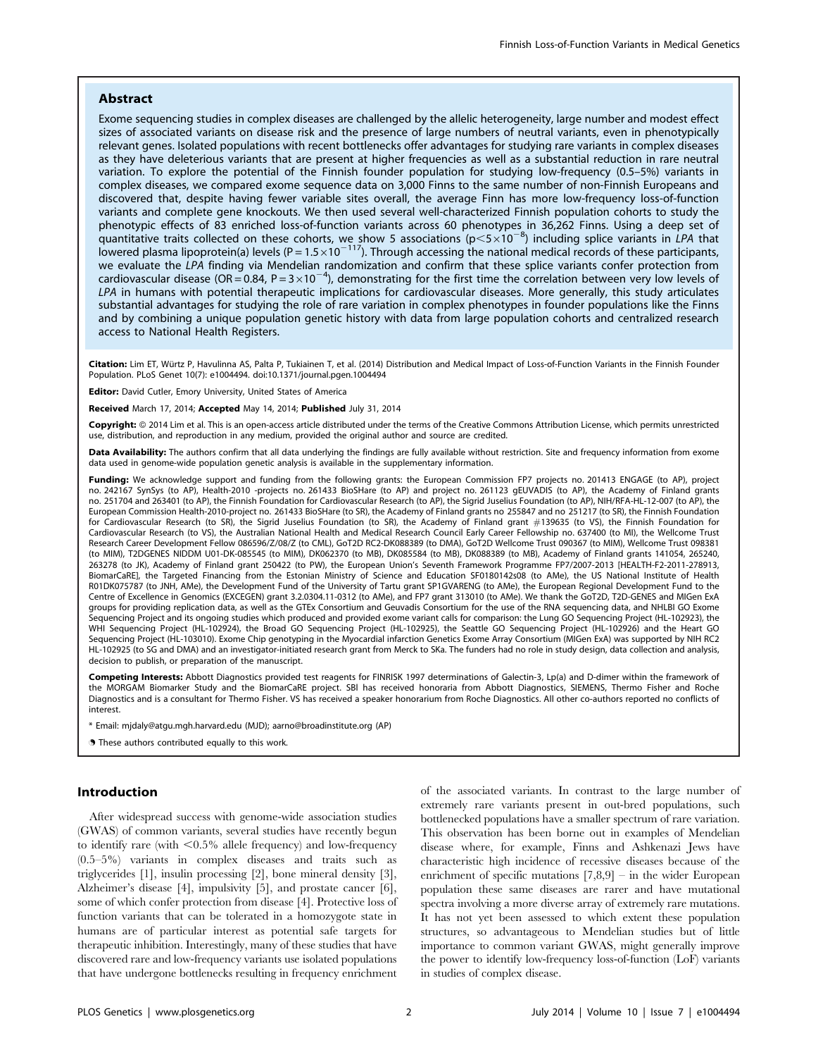## Abstract

Exome sequencing studies in complex diseases are challenged by the allelic heterogeneity, large number and modest effect sizes of associated variants on disease risk and the presence of large numbers of neutral variants, even in phenotypically relevant genes. Isolated populations with recent bottlenecks offer advantages for studying rare variants in complex diseases as they have deleterious variants that are present at higher frequencies as well as a substantial reduction in rare neutral variation. To explore the potential of the Finnish founder population for studying low-frequency (0.5–5%) variants in complex diseases, we compared exome sequence data on 3,000 Finns to the same number of non-Finnish Europeans and discovered that, despite having fewer variable sites overall, the average Finn has more low-frequency loss-of-function variants and complete gene knockouts. We then used several well-characterized Finnish population cohorts to study the phenotypic effects of 83 enriched loss-of-function variants across 60 phenotypes in 36,262 Finns. Using a deep set of quantitative traits collected on these cohorts, we show 5 associations ($p<5\times10^{-8}$) including splice variants in *LPA* that lowered plasma lipoprotein(a) levels ($P=1.5\times10^{-117}$). Through accessing the national medical records of these participants, we evaluate the *LPA* finding via Mendelian randomization and confirm that these splice variants confer protection from cardiovascular disease (OR = 0.84, $P=3\times10^{-4}$), demonstrating for the first time the correlation between very low levels of *LPA* in humans with potential therapeutic implications for cardiovascular diseases. More generally, this study articulates substantial advantages for studying the role of rare variation in complex phenotypes in founder populations like the Finns and by combining a unique population genetic history with data from large population cohorts and centralized research access to National Health Registers.

**Citation:** Lim ET, Würtz P, Havulinna AS, Palta P, Tukiainen T, et al. (2014) Distribution and Medical Impact of Loss-of-Function Variants in the Finnish Founder Population. PLoS Genet 10(7): e1004494. doi:10.1371/journal.pgen.1004494

**Editor:** David Cutler, Emory University, United States of America

**Received** March 17, 2014; **Accepted** May 14, 2014; **Published** July 31, 2014

**Copyright:** © 2014 Lim et al. This is an open-access article distributed under the terms of the Creative Commons Attribution License, which permits unrestricted use, distribution, and reproduction in any medium, provided the original author and source are credited.

**Data Availability:** The authors confirm that all data underlying the findings are fully available without restriction. Site and frequency information from exome data used in genome-wide population genetic analysis is available in the supplementary information.

**Funding:** We acknowledge support and funding from the following grants: the European Commission FP7 projects no. 201413 ENGAGE (to AP), project no. 242167 SynSys (to AP), Health-2010 -projects no. 261433 BioSHare (to AP) and project no. 261123 gEUVADIS (to AP), the Academy of Finland grants no. 251704 and 263401 (to AP), the Finnish Foundation for Cardiovascular Research (to AP), the Sigrid Juselius Foundation (to AP), NIH/RFA-HL-12-007 (to AP), the European Commission Health-2010-project no. 261433 BioSHare (to SR), the Academy of Finland grants no 255847 and no 251217 (to SR), the Finnish Foundation for Cardiovascular Research (to SR), the Sigrid Juselius Foundation (to SR), the Academy of Finland grant #139635 (to VS), the Finnish Foundation for Cardiovascular Research (to VS), the Australian National Health and Medical Research Council Early Career Fellowship no. 637400 (to MI), the Wellcome Trust Research Career Development Fellow 086596/Z/08/Z (to CML), GoT2D RC2-DK088389 (to DMA), GoT2D Wellcome Trust 090367 (to MIM), Wellcome Trust 098381 (to MIM), T2DGENES NIDDM U01-DK-085545 (to MIM), DK062370 (to MB), DK085584 (to MB), DK088389 (to MB), Academy of Finland grants 141054, 265240, 263278 (to JK), Academy of Finland grant 250422 (to PW), the European Union's Seventh Framework Programme FP7/2007-2013 [HEALTH-F2-2011-278913, BiomarCaRE], the Targeted Financing from the Estonian Ministry of Science and Education SF0180142s08 (to AMe), the US National Institute of Health R01DK075787 (to JNH, AMe), the Development Fund of the University of Tartu grant SP1GVARENG (to AMe), the European Regional Development Fund to the Centre of Excellence in Genomics (EXCEGEN) grant 3.2.0304.11-0312 (to AMe), and FP7 grant 313010 (to AMe). We thank the GoT2D, T2D-GENES and MIGen ExA groups for providing replication data, as well as the GTEx Consortium and Geuvadis Consortium for the use of the RNA sequencing data, and NHLBI GO Exome Sequencing Project and its ongoing studies which produced and provided exome variant calls for comparison: the Lung GO Sequencing Project (HL-102923), the WHI Sequencing Project (HL-102924), the Broad GO Sequencing Project (HL-102925), the Seattle GO Sequencing Project (HL-102926) and the Heart GO Sequencing Project (HL-103010). Exome Chip genotyping in the Myocardial infarction Genetics Exome Array Consortium (MIGen ExA) was supported by NIH RC2 HL-102925 (to SG and DMA) and an investigator-initiated research grant from Merck to SKa. The funders had no role in study design, data collection and analysis, decision to publish, or preparation of the manuscript.

**Competing Interests:** Abbott Diagnostics provided test reagents for FINRISK 1997 determinations of Galectin-3, Lp(a) and D-dimer within the framework of the MORGAM Biomarker Study and the BiomarCaRE project. SBI has received honoraria from Abbott Diagnostics, SIEMENS, Thermo Fisher and Roche Diagnostics and is a consultant for Thermo Fisher. VS has received a speaker honorarium from Roche Diagnostics. All other co-authors reported no conflicts of interest.

\* Email: mjdaly@atgu.mgh.harvard.edu (MJD); aarno@broadinstitute.org (AP)

These authors contributed equally to this work.

## Introduction

After widespread success with genome-wide association studies (GWAS) of common variants, several studies have recently begun to identify rare (with <0.5% allele frequency) and low-frequency (0.5–5%) variants in complex diseases and traits such as triglycerides [1], insulin processing [2], bone mineral density [3], Alzheimer's disease [4], impulsivity [5], and prostate cancer [6], some of which confer protection from disease [4]. Protective loss of function variants that can be tolerated in a homozygote state in humans are of particular interest as potential safe targets for therapeutic inhibition. Interestingly, many of these studies that have discovered rare and low-frequency variants use isolated populations that have undergone bottlenecks resulting in frequency enrichment of the associated variants. In contrast to the large number of extremely rare variants present in out-bred populations, such bottlenecked populations have a smaller spectrum of rare variation. This observation has been borne out in examples of Mendelian disease where, for example, Finns and Ashkenazi Jews have characteristic high incidence of recessive diseases because of the enrichment of specific mutations [7,8,9] – in the wider European population these same diseases are rarer and have mutational spectra involving a more diverse array of extremely rare mutations. It has not yet been assessed to which extent these population structures, so advantageous to Mendelian studies but of little importance to common variant GWAS, might generally improve the power to identify low-frequency loss-of-function (LoF) variants in studies of complex disease.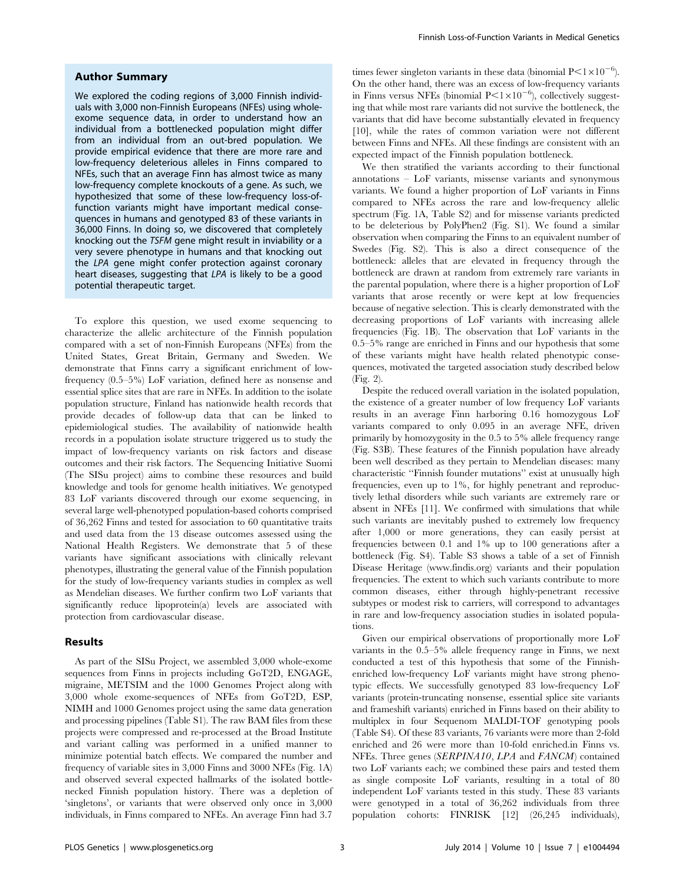## Author Summary

We explored the coding regions of 3,000 Finnish individuals with 3,000 non-Finnish Europeans (NFEs) using whole-exome sequence data, in order to understand how an individual from a bottlenecked population might differ from an individual from an out-bred population. We provide empirical evidence that there are more rare and low-frequency deleterious alleles in Finns compared to NFEs, such that an average Finn has almost twice as many low-frequency complete knockouts of a gene. As such, we hypothesized that some of these low-frequency loss-of-function variants might have important medical consequences in humans and genotyped 83 of these variants in 36,000 Finns. In doing so, we discovered that completely knocking out the *TSFM* gene might result in inviability or a very severe phenotype in humans and that knocking out the *LPA* gene might confer protection against coronary heart diseases, suggesting that *LPA* is likely to be a good potential therapeutic target.

To explore this question, we used exome sequencing to characterize the allelic architecture of the Finnish population compared with a set of non-Finnish Europeans (NFEs) from the United States, Great Britain, Germany and Sweden. We demonstrate that Finns carry a significant enrichment of low-frequency (0.5–5%) LoF variation, defined here as nonsense and essential splice sites that are rare in NFEs. In addition to the isolate population structure, Finland has nationwide health records that provide decades of follow-up data that can be linked to epidemiological studies. The availability of nationwide health records in a population isolate structure triggered us to study the impact of low-frequency variants on risk factors and disease outcomes and their risk factors. The Sequencing Initiative Suomi (The SISu project) aims to combine these resources and build knowledge and tools for genome health initiatives. We genotyped 83 LoF variants discovered through our exome sequencing, in several large well-phenotyped population-based cohorts comprised of 36,262 Finns and tested for association to 60 quantitative traits and used data from the 13 disease outcomes assessed using the National Health Registers. We demonstrate that 5 of these variants have significant associations with clinically relevant phenotypes, illustrating the general value of the Finnish population for the study of low-frequency variants studies in complex as well as Mendelian diseases. We further confirm two LoF variants that significantly reduce lipoprotein(a) levels are associated with protection from cardiovascular disease.

## Results

As part of the SISu Project, we assembled 3,000 whole-exome sequences from Finns in projects including GoT2D, ENGAGE, migraine, METSIM and the 1000 Genomes Project along with 3,000 whole exome-sequences of NFEs from GoT2D, ESP, NIMH and 1000 Genomes project using the same data generation and processing pipelines (Table S1). The raw BAM files from these projects were compressed and re-processed at the Broad Institute and variant calling was performed in a unified manner to minimize potential batch effects. We compared the number and frequency of variable sites in 3,000 Finns and 3000 NFEs (Fig. 1A) and observed several expected hallmarks of the isolated bottlenecked Finnish population history. There was a depletion of 'singletons', or variants that were observed only once in 3,000 individuals, in Finns compared to NFEs. An average Finn had 3.7 times fewer singleton variants in these data (binomial $P<1\times10^{-6}$). On the other hand, there was an excess of low-frequency variants in Finns versus NFEs (binomial $P<1\times10^{-6}$), collectively suggesting that while most rare variants did not survive the bottleneck, the variants that did have become substantially elevated in frequency [10], while the rates of common variation were not different between Finns and NFEs. All these findings are consistent with an expected impact of the Finnish population bottleneck.

We then stratified the variants according to their functional annotations – LoF variants, missense variants and synonymous variants. We found a higher proportion of LoF variants in Finns compared to NFEs across the rare and low-frequency allelic spectrum (Fig. 1A, Table S2) and for missense variants predicted to be deleterious by PolyPhen2 (Fig. S1). We found a similar observation when comparing the Finns to an equivalent number of Swedes (Fig. S2). This is also a direct consequence of the bottleneck: alleles that are elevated in frequency through the bottleneck are drawn at random from extremely rare variants in the parental population, where there is a higher proportion of LoF variants that arose recently or were kept at low frequencies because of negative selection. This is clearly demonstrated with the decreasing proportions of LoF variants with increasing allele frequencies (Fig. 1B). The observation that LoF variants in the 0.5–5% range are enriched in Finns and our hypothesis that some of these variants might have health related phenotypic consequences, motivated the targeted association study described below (Fig. 2).

Despite the reduced overall variation in the isolated population, the existence of a greater number of low frequency LoF variants results in an average Finn harboring 0.16 homozygous LoF variants compared to only 0.095 in an average NFE, driven primarily by homozygosity in the 0.5 to 5% allele frequency range (Fig. S3B). These features of the Finnish population have already been well described as they pertain to Mendelian diseases: many characteristic "Finnish founder mutations" exist at unusually high frequencies, even up to 1%, for highly penetrant and reproductively lethal disorders while such variants are extremely rare or absent in NFEs [11]. We confirmed with simulations that while such variants are inevitably pushed to extremely low frequency after 1,000 or more generations, they can easily persist at frequencies between 0.1 and 1% up to 100 generations after a bottleneck (Fig. S4). Table S3 shows a table of a set of Finnish Disease Heritage (www.findis.org) variants and their population frequencies. The extent to which such variants contribute to more common diseases, either through highly-penetrant recessive subtypes or modest risk to carriers, will correspond to advantages in rare and low-frequency association studies in isolated populations.

Given our empirical observations of proportionally more LoF variants in the 0.5–5% allele frequency range in Finns, we next conducted a test of this hypothesis that some of the Finnish-enriched low-frequency LoF variants might have strong phenotypic effects. We successfully genotyped 83 low-frequency LoF variants (protein-truncating nonsense, essential splice site variants and frameshift variants) enriched in Finns based on their ability to multiplex in four Sequenom MALDI-TOF genotyping pools (Table S4). Of these 83 variants, 76 variants were more than 2-fold enriched and 26 were more than 10-fold enriched.in Finns vs. NFEs. Three genes (*SERPINA10*, *LPA* and *FANCM*) contained two LoF variants each; we combined these pairs and tested them as single composite LoF variants, resulting in a total of 80 independent LoF variants tested in this study. These 83 variants were genotyped in a total of 36,262 individuals from three population cohorts: FINRISK [12] (26,245 individuals),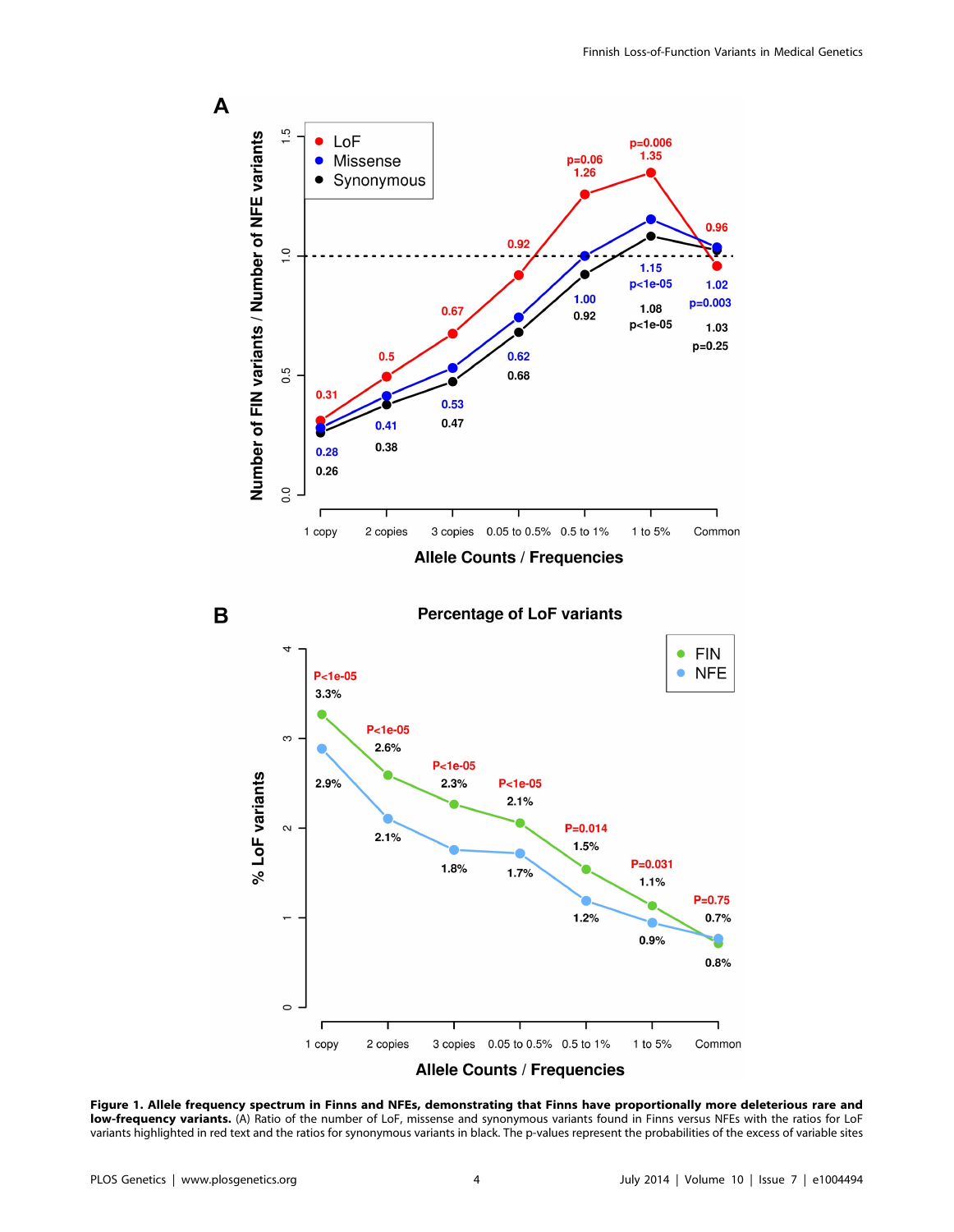**Figure 1. Allele frequency spectrum in Finns and NFEs, demonstrating that Finns have proportionally more deleterious rare and low-frequency variants.** (A) Ratio of the number of LoF, missense and synonymous variants found in Finns versus NFEs with the ratios for LoF variants highlighted in red text and the ratios for synonymous variants in black. The p-values represent the probabilities of the excess of variable sites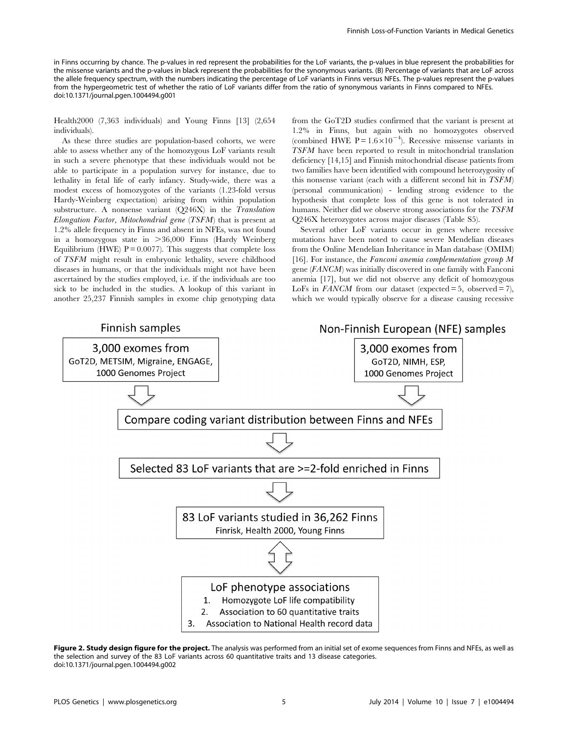in Finns occurring by chance. The p-values in red represent the probabilities for the LoF variants, the p-values in blue represent the probabilities for the missense variants and the p-values in black represent the probabilities for the synonymous variants. (B) Percentage of variants that are LoF across the allele frequency spectrum, with the numbers indicating the percentage of LoF variants in Finns versus NFEs. The p-values represent the p-values from the hypergeometric test of whether the ratio of LoF variants differ from the ratio of synonymous variants in Finns compared to NFEs.
doi:10.1371/journal.pgen.1004494.g001

Health2000 (7,363 individuals) and Young Finns [13] (2,654 individuals).

As these three studies are population-based cohorts, we were able to assess whether any of the homozygous LoF variants result in such a severe phenotype that these individuals would not be able to participate in a population survey for instance, due to lethality in fetal life of early infancy. Study-wide, there was a modest excess of homozygotes of the variants (1.23-fold versus Hardy-Weinberg expectation) arising from within population substructure. A nonsense variant (Q246X) in the *Translation Elongation Factor, Mitochondrial gene* (*TSFM*) that is present at 1.2% allele frequency in Finns and absent in NFEs, was not found in a homozygous state in >36,000 Finns (Hardy Weinberg Equilibrium (HWE) $P = 0.0077$). This suggests that complete loss of *TSFM* might result in embryonic lethality, severe childhood diseases in humans, or that the individuals might not have been ascertained by the studies employed, i.e. if the individuals are too sick to be included in the studies. A lookup of this variant in another 25,237 Finnish samples in exome chip genotyping data from the GoT2D studies confirmed that the variant is present at 1.2% in Finns, but again with no homozygotes observed (combined HWE $P = 1.6\times10^{-4}$). Recessive missense variants in *TSFM* have been reported to result in mitochondrial translation deficiency [14,15] and Finnish mitochondrial disease patients from two families have been identified with compound heterozygosity of this nonsense variant (each with a different second hit in *TSFM*) (personal communication) - lending strong evidence to the hypothesis that complete loss of this gene is not tolerated in humans. Neither did we observe strong associations for the *TSFM* Q246X heterozygotes across major diseases (Table S5).

Several other LoF variants occur in genes where recessive mutations have been noted to cause severe Mendelian diseases from the Online Mendelian Inheritance in Man database (OMIM) [16]. For instance, the *Fanconi anemia complementation group M* gene (*FANCM*) was initially discovered in one family with Fanconi anemia [17], but we did not observe any deficit of homozygous LoFs in *FANCM* from our dataset (expected = 5, observed = 7), which we would typically observe for a disease causing recessive

**Figure 2. Study design figure for the project.** The analysis was performed from an initial set of exome sequences from Finns and NFEs, as well as the selection and survey of the 83 LoF variants across 60 quantitative traits and 13 disease categories.
doi:10.1371/journal.pgen.1004494.g002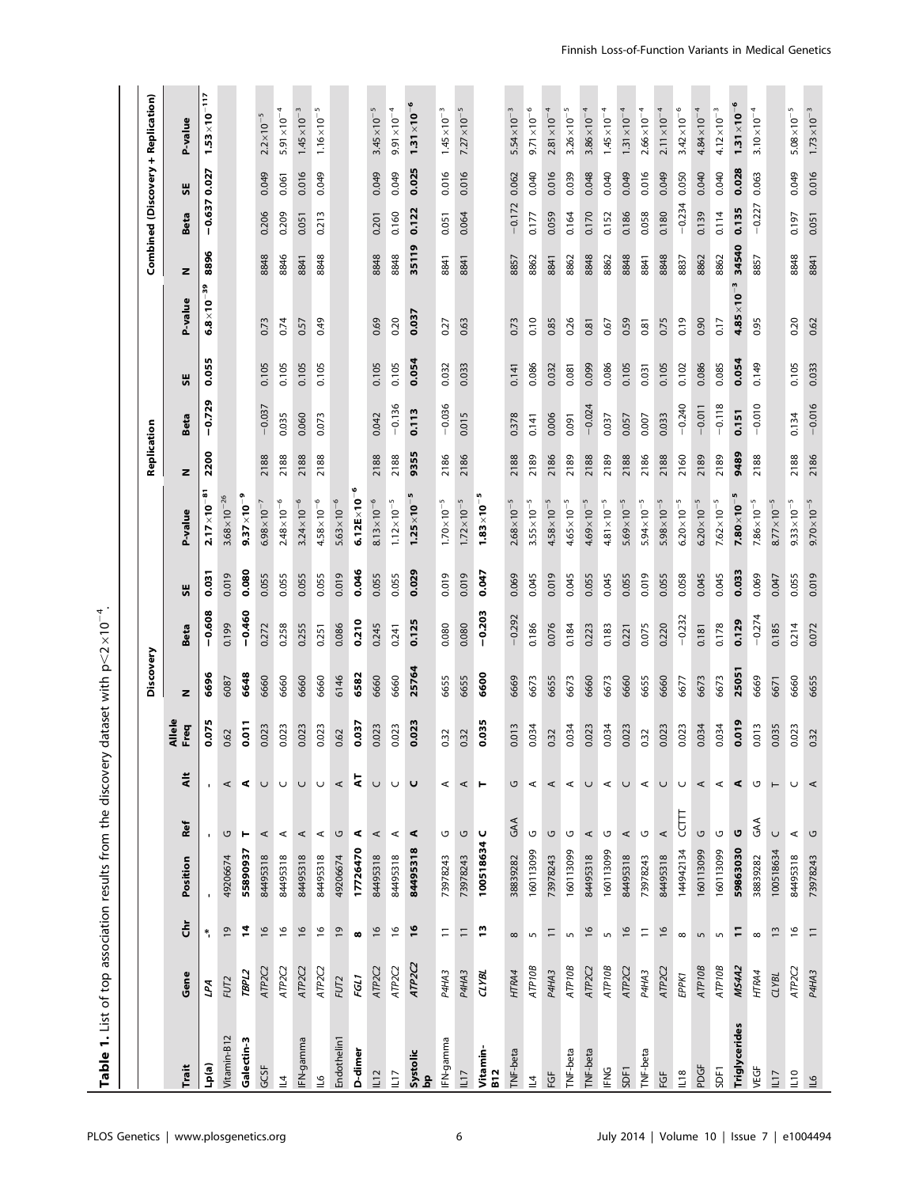**Table 1.** List of top association results from the discovery dataset with $p < 2 \times 10^{-4}$.

| | | | | | | | Discovery | | | | Replication | | | | Combined (Discovery + Replication) | | | |
|---|---|---|---|---|---|---|---|---|---|---|---|---|---|---|---|---|---|---|
| Trait | Gene | Chr | Position | Ref | Alt | Allele Freq | N | Beta | SE | P-value | N | Beta | SE | P-value | N | Beta | SE | P-value |
| **Lp(a)** | ***LPA*** | **-*** | **-** | **-** | **-** | **0.075** | **6696** | **−0.608** | **0.031** | $\mathbf{2.17 \times 10^{-81}}$ | **2200** | **−0.729** | **0.055** | $\mathbf{6.8 \times 10^{-39}}$ | **8896** | **−0.637** | **0.027** | $\mathbf{1.53 \times 10^{-117}}$ |
| Vitamin-B12 | *FUT2* | 19 | 49206674 | G | A | 0.62 | 6087 | 0.199 | 0.019 | $3.68 \times 10^{-26}$ | | | | | | | | |
| **Galectin-3** | ***TBPL2*** | **14** | **55890937** | **T** | **A** | **0.011** | **6648** | **−0.460** | **0.080** | $\mathbf{9.37 \times 10^{-9}}$ | | | | | | | | |
| GCSF | *ATP2C2* | 16 | 84495318 | A | C | 0.023 | 6660 | 0.272 | 0.055 | $6.98 \times 10^{-7}$ | 2188 | −0.037 | 0.105 | 0.73 | 8848 | 0.206 | 0.049 | $2.2 \times 10^{-5}$ |
| IL4 | *ATP2C2* | 16 | 84495318 | A | C | 0.023 | 6660 | 0.258 | 0.055 | $2.48 \times 10^{-6}$ | 2188 | 0.035 | 0.105 | 0.74 | 8846 | 0.209 | 0.061 | $5.91 \times 10^{-4}$ |
| IFN-gamma | *ATP2C2* | 16 | 84495318 | A | C | 0.023 | 6660 | 0.255 | 0.055 | $3.24 \times 10^{-6}$ | 2188 | 0.060 | 0.105 | 0.57 | 8841 | 0.051 | 0.016 | $1.45 \times 10^{-3}$ |
| IL6 | *ATP2C2* | 16 | 84495318 | A | C | 0.023 | 6660 | 0.251 | 0.055 | $4.58 \times 10^{-6}$ | 2188 | 0.073 | 0.105 | 0.49 | 8848 | 0.213 | 0.049 | $1.16 \times 10^{-5}$ |
| Endothelin1 | *FUT2* | 19 | 49206674 | G | A | 0.62 | 6146 | 0.086 | 0.019 | $5.63 \times 10^{-6}$ | | | | | | | | |
| **D-dimer** | ***FGL1*** | **8** | **17726470** | **A** | **AT** | **0.037** | **6582** | **0.210** | **0.046** | $\mathbf{6.12 \times 10^{-6}}$ | | | | | | | | |
| IL12 | *ATP2C2* | 16 | 84495318 | A | C | 0.023 | 6660 | 0.245 | 0.055 | $8.13 \times 10^{-6}$ | 2188 | 0.042 | 0.105 | 0.69 | 8848 | 0.201 | 0.049 | $3.45 \times 10^{-5}$ |
| IL17 | *ATP2C2* | 16 | 84495318 | A | C | 0.023 | 6660 | 0.241 | 0.055 | $1.12 \times 10^{-5}$ | 2188 | −0.136 | 0.105 | 0.20 | 8848 | 0.160 | 0.049 | $9.91 \times 10^{-4}$ |
| **Systolic bp** | ***ATP2C2*** | **16** | **84495318** | **A** | **C** | **0.023** | **25764** | **0.125** | **0.029** | $\mathbf{1.25 \times 10^{-5}}$ | **9355** | **0.113** | **0.054** | **0.037** | **35119** | **0.122** | **0.025** | $\mathbf{1.31 \times 10^{-6}}$ |
| IFN-gamma | *P4HA3* | 11 | 73978243 | G | A | 0.32 | 6655 | 0.080 | 0.019 | $1.70 \times 10^{-5}$ | 2186 | −0.036 | 0.032 | 0.27 | 8841 | 0.051 | 0.016 | $1.45 \times 10^{-3}$ |
| IL17 | *P4HA3* | 11 | 73978243 | G | A | 0.32 | 6655 | 0.080 | 0.019 | $1.72 \times 10^{-5}$ | 2186 | 0.015 | 0.033 | 0.63 | 8841 | 0.064 | 0.016 | $7.27 \times 10^{-5}$ |
| **Vitamin-B12** | ***CLYBL*** | **13** | **100518634** | **C** | **T** | **0.035** | **6600** | **−0.203** | **0.047** | $\mathbf{1.83 \times 10^{-5}}$ | | | | | | | | |
| TNF-beta | *HTRA4* | 8 | 38839282 | GAA | G | 0.013 | 6669 | −0.292 | 0.069 | $2.68 \times 10^{-5}$ | 2188 | 0.378 | 0.141 | 0.73 | 8857 | −0.172 | 0.062 | $5.54 \times 10^{-3}$ |
| IL4 | *ATP10B* | 5 | 160113099 | G | A | 0.034 | 6673 | 0.186 | 0.045 | $3.55 \times 10^{-5}$ | 2189 | 0.141 | 0.086 | 0.10 | 8862 | 0.177 | 0.040 | $9.71 \times 10^{-6}$ |
| FGF | *P4HA3* | 11 | 73978243 | G | A | 0.32 | 6655 | 0.076 | 0.019 | $4.58 \times 10^{-5}$ | 2186 | 0.006 | 0.032 | 0.85 | 8841 | 0.059 | 0.016 | $2.81 \times 10^{-4}$ |
| TNF-beta | *ATP10B* | 5 | 160113099 | G | A | 0.034 | 6673 | 0.184 | 0.045 | $4.65 \times 10^{-5}$ | 2189 | 0.091 | 0.081 | 0.26 | 8862 | 0.164 | 0.039 | $3.26 \times 10^{-5}$ |
| TNF-beta | *ATP2C2* | 16 | 84495318 | A | C | 0.023 | 6660 | 0.223 | 0.055 | $4.69 \times 10^{-5}$ | 2188 | −0.024 | 0.099 | 0.81 | 8848 | 0.170 | 0.048 | $3.86 \times 10^{-4}$ |
| IFNG | *ATP10B* | 5 | 160113099 | G | A | 0.034 | 6673 | 0.183 | 0.045 | $4.81 \times 10^{-5}$ | 2189 | 0.037 | 0.086 | 0.67 | 8862 | 0.152 | 0.040 | $1.45 \times 10^{-4}$ |
| SDF1 | *ATP2C2* | 16 | 84495318 | A | C | 0.023 | 6660 | 0.221 | 0.055 | $5.69 \times 10^{-5}$ | 2188 | 0.057 | 0.105 | 0.59 | 8848 | 0.186 | 0.049 | $1.31 \times 10^{-4}$ |
| TNF-beta | *P4HA3* | 11 | 73978243 | G | A | 0.32 | 6655 | 0.075 | 0.019 | $5.94 \times 10^{-5}$ | 2186 | 0.007 | 0.031 | 0.81 | 8841 | 0.058 | 0.016 | $2.66 \times 10^{-4}$ |
| FGF | *ATP2C2* | 16 | 84495318 | A | C | 0.023 | 6660 | 0.220 | 0.055 | $5.98 \times 10^{-5}$ | 2188 | 0.033 | 0.105 | 0.75 | 8848 | 0.180 | 0.049 | $2.11 \times 10^{-4}$ |
| IL18 | *EPPK1* | 8 | 144942134 | CTTT | C | 0.023 | 6677 | −0.232 | 0.058 | $6.20 \times 10^{-5}$ | 2160 | −0.240 | 0.102 | 0.19 | 8837 | −0.234 | 0.050 | $3.42 \times 10^{-6}$ |
| PDGF | *ATP10B* | 5 | 160113099 | G | A | 0.034 | 6673 | 0.181 | 0.045 | $6.20 \times 10^{-5}$ | 2189 | −0.011 | 0.086 | 0.90 | 8862 | 0.139 | 0.040 | $4.84 \times 10^{-4}$ |
| SDF1 | *ATP10B* | 5 | 160113099 | G | A | 0.034 | 6673 | 0.178 | 0.045 | $7.62 \times 10^{-5}$ | 2189 | −0.118 | 0.085 | 0.17 | 8862 | 0.114 | 0.040 | $4.12 \times 10^{-3}$ |
| **Triglycerides** | ***MS4A2*** | **11** | **59863030** | **G** | **A** | **0.019** | **25051** | **0.129** | **0.033** | $\mathbf{7.80 \times 10^{-5}}$ | **9489** | **0.151** | **0.054** | $\mathbf{4.85 \times 10^{-3}}$ | **34540** | **0.135** | **0.028** | $\mathbf{1.31 \times 10^{-6}}$ |
| VEGF | *HTRA4* | 8 | 38839282 | GAA | G | 0.013 | 6669 | −0.274 | 0.069 | $7.86 \times 10^{-5}$ | 2188 | −0.010 | 0.149 | 0.95 | 8857 | −0.227 | 0.063 | $3.10 \times 10^{-4}$ |
| IL17 | *CLYBL* | 13 | 100518634 | C | T | 0.035 | 6671 | 0.185 | 0.047 | $8.77 \times 10^{-5}$ | | | | | | | | |
| IL10 | *ATP2C2* | 16 | 84495318 | A | C | 0.023 | 6660 | 0.214 | 0.055 | $9.33 \times 10^{-5}$ | 2188 | 0.134 | 0.105 | 0.20 | 8848 | 0.197 | 0.049 | $5.08 \times 10^{-5}$ |
| IL6 | *P4HA3* | 11 | 73978243 | G | A | 0.32 | 6655 | 0.072 | 0.019 | $9.70 \times 10^{-5}$ | 2186 | −0.016 | 0.033 | 0.62 | 8841 | 0.051 | 0.016 | $1.73 \times 10^{-3}$ |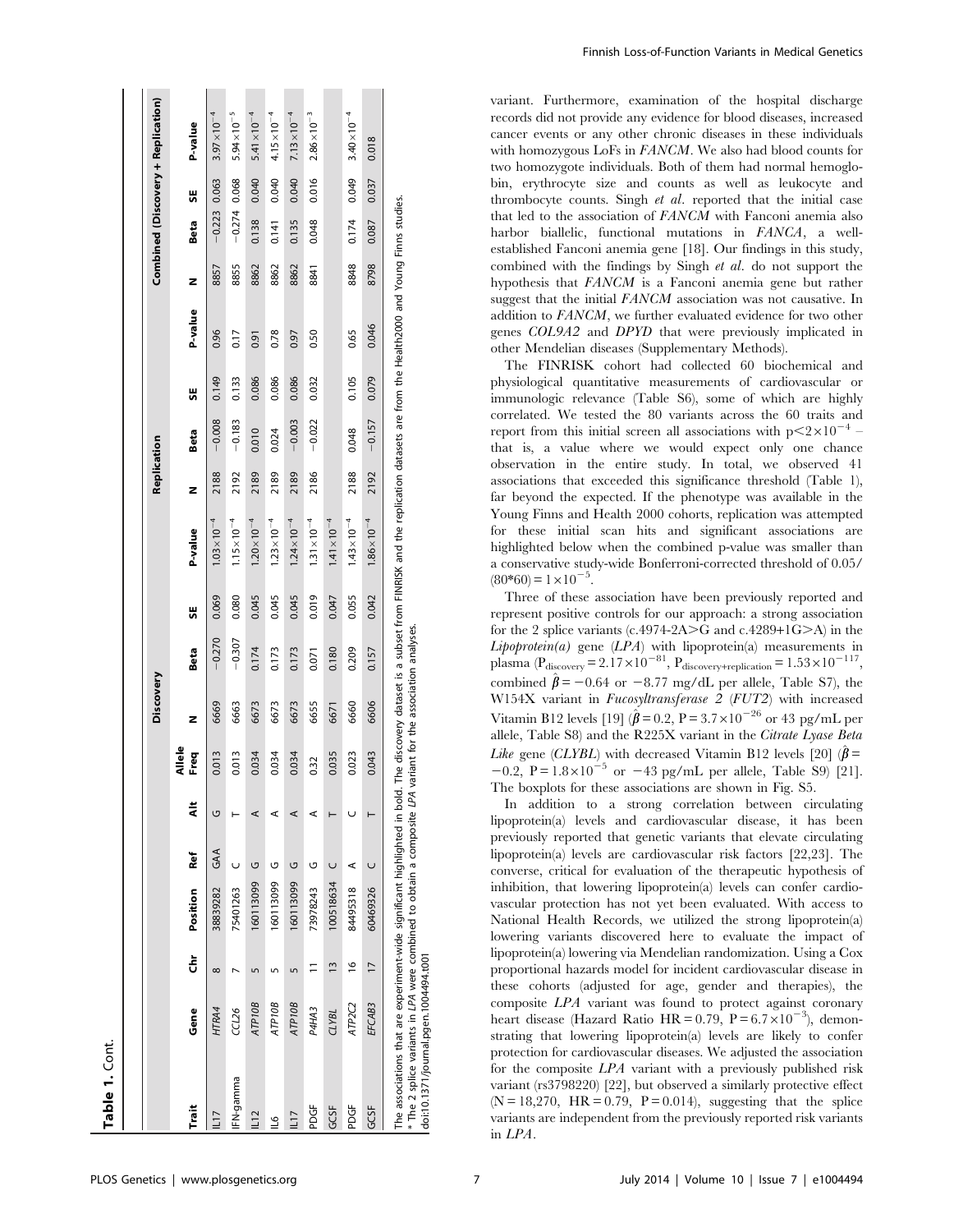**Table 1.** Cont.

| Trait | Gene | Chr | Position | Ref | Alt | Allele Freq | Discovery | | | | Replication | | | | Combined (Discovery + Replication) | | | |
|---|---|---|---|---|---|---|---|---|---|---|---|---|---|---|---|---|---|---|
| | | | | | | | N | Beta | SE | P-value | N | Beta | SE | P-value | N | Beta | SE | P-value |
| IL17 | *HTRA4* | 8 | 38839282 | GAA | G | 0.013 | 6669 | −0.270 | 0.069 | $1.03\times10^{-4}$ | 2188 | −0.008 | 0.149 | 0.96 | 8857 | −0.223 | 0.063 | $3.97\times10^{-4}$ |
| IFN-gamma | *CCL26* | 7 | 75401263 | C | T | 0.013 | 6663 | −0.307 | 0.080 | $1.15\times10^{-4}$ | 2192 | −0.183 | 0.133 | 0.17 | 8855 | −0.274 | 0.068 | $5.94\times10^{-5}$ |
| IL12 | *ATP10B* | 5 | 160113099 | G | A | 0.034 | 6673 | 0.174 | 0.045 | $1.20\times10^{-4}$ | 2189 | 0.010 | 0.086 | 0.91 | 8862 | 0.138 | 0.040 | $5.41\times10^{-4}$ |
| IL6 | *ATP10B* | 5 | 160113099 | G | A | 0.034 | 6673 | 0.173 | 0.045 | $1.23\times10^{-4}$ | 2189 | 0.024 | 0.086 | 0.78 | 8862 | 0.141 | 0.040 | $4.15\times10^{-4}$ |
| IL17 | *ATP10B* | 5 | 160113099 | G | A | 0.034 | 6673 | 0.173 | 0.045 | $1.24\times10^{-4}$ | 2189 | −0.003 | 0.086 | 0.97 | 8862 | 0.135 | 0.040 | $7.13\times10^{-4}$ |
| PDGF | *P4HA3* | 11 | 73978243 | G | A | 0.32 | 6655 | 0.071 | 0.019 | $1.31\times10^{-4}$ | 2186 | −0.022 | 0.032 | 0.50 | 8841 | 0.048 | 0.016 | $2.86\times10^{-3}$ |
| GCSF | *CLYBL* | 13 | 100518634 | C | T | 0.035 | 6671 | 0.180 | 0.047 | $1.41\times10^{-4}$ | | | | | | | | |
| PDGF | *ATP2C2* | 16 | 84495318 | A | C | 0.023 | 6660 | 0.209 | 0.055 | $1.43\times10^{-4}$ | 2188 | 0.048 | 0.105 | 0.65 | 8848 | 0.174 | 0.049 | $3.40\times10^{-4}$ |
| GCSF | *EFCAB3* | 17 | 60469326 | C | T | 0.043 | 6606 | 0.157 | 0.042 | $1.86\times10^{-4}$ | 2192 | −0.157 | 0.079 | 0.046 | 8798 | 0.087 | 0.037 | 0.018 |

The associations that are experiment-wide significant highlighted in bold. The discovery dataset is a subset from FINRISK and the replication datasets are from the Health2000 and Young Finns studies.
* The 2 splice variants in *LPA* were combined to obtain a composite *LPA* variant for the association analyses.
doi:10.1371/journal.pgen.1004494.t001

variant. Furthermore, examination of the hospital discharge records did not provide any evidence for blood diseases, increased cancer events or any other chronic diseases in these individuals with homozygous LoFs in *FANCM*. We also had blood counts for two homozygote individuals. Both of them had normal hemoglobin, erythrocyte size and counts as well as leukocyte and thrombocyte counts. Singh *et al*. reported that the initial case that led to the association of *FANCM* with Fanconi anemia also harbor biallelic, functional mutations in *FANCA*, a well-established Fanconi anemia gene [18]. Our findings in this study, combined with the findings by Singh *et al*. do not support the hypothesis that *FANCM* is a Fanconi anemia gene but rather suggest that the initial *FANCM* association was not causative. In addition to *FANCM*, we further evaluated evidence for two other genes *COL9A2* and *DPYD* that were previously implicated in other Mendelian diseases (Supplementary Methods).

The FINRISK cohort had collected 60 biochemical and physiological quantitative measurements of cardiovascular or immunologic relevance (Table S6), some of which are highly correlated. We tested the 80 variants across the 60 traits and report from this initial screen all associations with $p<2\times10^{-4}$ – that is, a value where we would expect only one chance observation in the entire study. In total, we observed 41 associations that exceeded this significance threshold (Table 1), far beyond the expected. If the phenotype was available in the Young Finns and Health 2000 cohorts, replication was attempted for these initial scan hits and significant associations are highlighted below when the combined p-value was smaller than a conservative study-wide Bonferroni-corrected threshold of $0.05/(80*60)=1\times10^{-5}$.

Three of these association have been previously reported and represent positive controls for our approach: a strong association for the 2 splice variants (c.4974-2A>G and c.4289+1G>A) in the *Lipoprotein(a)* gene (*LPA*) with lipoprotein(a) measurements in plasma ($P_{discovery}=2.17\times10^{-81}$, $P_{discovery+replication}=1.53\times10^{-117}$, combined $\hat{\beta}=-0.64$ or $-8.77$ mg/dL per allele, Table S7), the W154X variant in *Fucosyltransferase 2* (*FUT2*) with increased Vitamin B12 levels [19] ($\hat{\beta}=0.2$, $P=3.7\times10^{-26}$ or 43 pg/mL per allele, Table S8) and the R225X variant in the *Citrate Lyase Beta Like* gene (*CLYBL*) with decreased Vitamin B12 levels [20] ($\hat{\beta}=-0.2$, $P=1.8\times10^{-5}$ or $-43$ pg/mL per allele, Table S9) [21]. The boxplots for these associations are shown in Fig. S5.

In addition to a strong correlation between circulating lipoprotein(a) levels and cardiovascular disease, it has been previously reported that genetic variants that elevate circulating lipoprotein(a) levels are cardiovascular risk factors [22,23]. The converse, critical for evaluation of the therapeutic hypothesis of inhibition, that lowering lipoprotein(a) levels can confer cardiovascular protection has not yet been evaluated. With access to National Health Records, we utilized the strong lipoprotein(a) lowering variants discovered here to evaluate the impact of lipoprotein(a) lowering via Mendelian randomization. Using a Cox proportional hazards model for incident cardiovascular disease in these cohorts (adjusted for age, gender and therapies), the composite *LPA* variant was found to protect against coronary heart disease (Hazard Ratio HR = 0.79, $P=6.7\times10^{-3}$), demonstrating that lowering lipoprotein(a) levels are likely to confer protection for cardiovascular diseases. We adjusted the association for the composite *LPA* variant with a previously published risk variant (rs3798220) [22], but observed a similarly protective effect (N = 18,270, HR = 0.79, P = 0.014), suggesting that the splice variants are independent from the previously reported risk variants in *LPA*.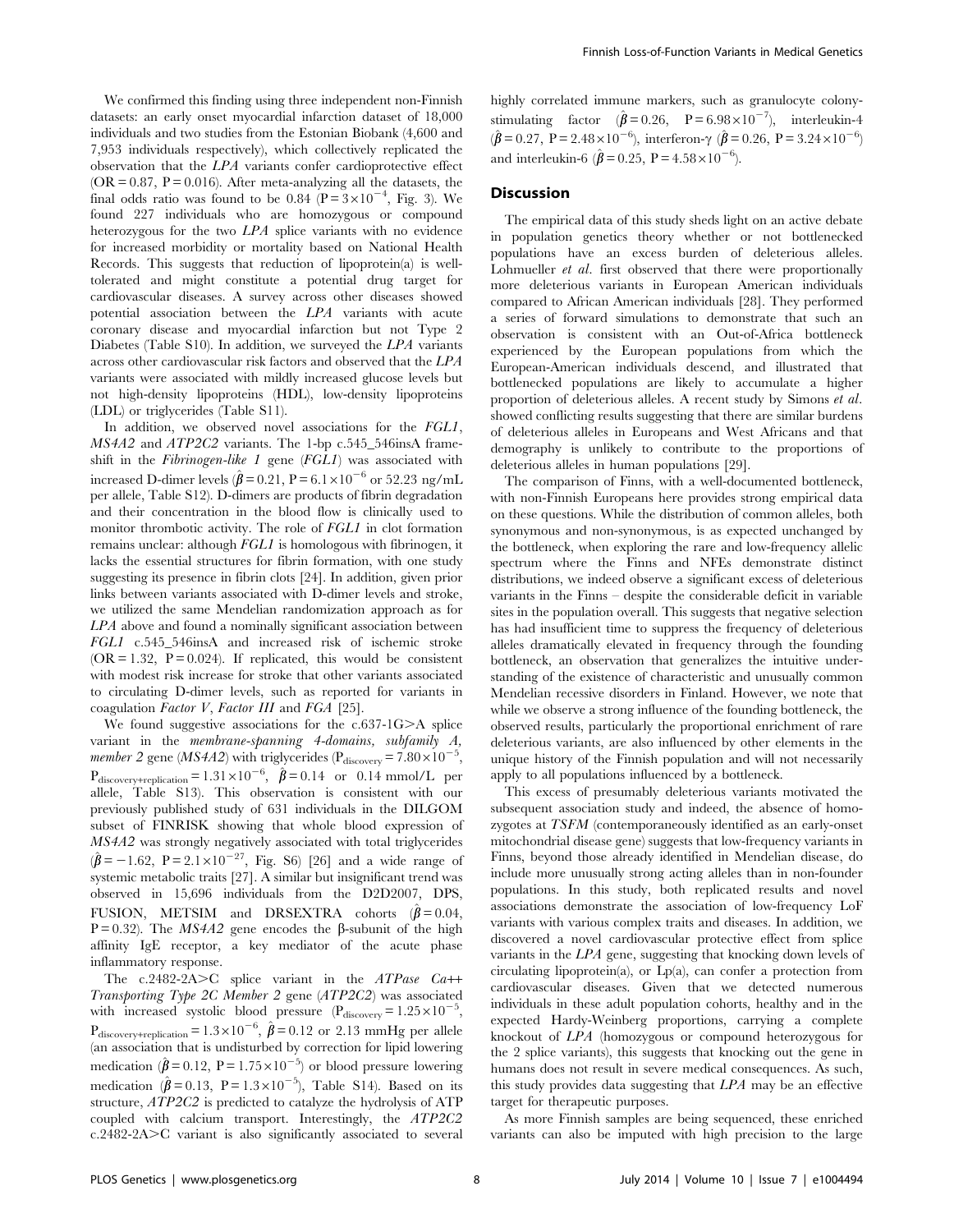We confirmed this finding using three independent non-Finnish datasets: an early onset myocardial infarction dataset of 18,000 individuals and two studies from the Estonian Biobank (4,600 and 7,953 individuals respectively), which collectively replicated the observation that the *LPA* variants confer cardioprotective effect (OR = 0.87, P = 0.016). After meta-analyzing all the datasets, the final odds ratio was found to be 0.84 ($P = 3 \times 10^{-4}$, Fig. 3). We found 227 individuals who are homozygous or compound heterozygous for the two *LPA* splice variants with no evidence for increased morbidity or mortality based on National Health Records. This suggests that reduction of lipoprotein(a) is well-tolerated and might constitute a potential drug target for cardiovascular diseases. A survey across other diseases showed potential association between the *LPA* variants with acute coronary disease and myocardial infarction but not Type 2 Diabetes (Table S10). In addition, we surveyed the *LPA* variants across other cardiovascular risk factors and observed that the *LPA* variants were associated with mildly increased glucose levels but not high-density lipoproteins (HDL), low-density lipoproteins (LDL) or triglycerides (Table S11).

In addition, we observed novel associations for the *FGL1*, *MS4A2* and *ATP2C2* variants. The 1-bp c.545_546insA frameshift in the *Fibrinogen-like 1* gene (*FGL1*) was associated with increased D-dimer levels ($\hat{\beta} = 0.21$, $P = 6.1 \times 10^{-6}$ or 52.23 ng/mL per allele, Table S12). D-dimers are products of fibrin degradation and their concentration in the blood flow is clinically used to monitor thrombotic activity. The role of *FGL1* in clot formation remains unclear: although *FGL1* is homologous with fibrinogen, it lacks the essential structures for fibrin formation, with one study suggesting its presence in fibrin clots [24]. In addition, given prior links between variants associated with D-dimer levels and stroke, we utilized the same Mendelian randomization approach as for *LPA* above and found a nominally significant association between *FGL1* c.545_546insA and increased risk of ischemic stroke (OR = 1.32, P = 0.024). If replicated, this would be consistent with modest risk increase for stroke that other variants associated to circulating D-dimer levels, such as reported for variants in coagulation *Factor V*, *Factor III* and *FGA* [25].

We found suggestive associations for the c.637-1G>A splice variant in the *membrane-spanning 4-domains, subfamily A, member 2* gene (*MS4A2*) with triglycerides ($P_{discovery} = 7.80 \times 10^{-5}$, $P_{discovery+replication} = 1.31 \times 10^{-6}$, $\hat{\beta} = 0.14$ or 0.14 mmol/L per allele, Table S13). This observation is consistent with our previously published study of 631 individuals in the DILGOM subset of FINRISK showing that whole blood expression of *MS4A2* was strongly negatively associated with total triglycerides ($\hat{\beta} = -1.62$, $P = 2.1 \times 10^{-27}$, Fig. S6) [26] and a wide range of systemic metabolic traits [27]. A similar but insignificant trend was observed in 15,696 individuals from the D2D2007, DPS, FUSION, METSIM and DRSEXTRA cohorts ($\hat{\beta} = 0.04$, P = 0.32). The *MS4A2* gene encodes the β-subunit of the high affinity IgE receptor, a key mediator of the acute phase inflammatory response.

The c.2482-2A>C splice variant in the *ATPase Ca++ Transporting Type 2C Member 2* gene (*ATP2C2*) was associated with increased systolic blood pressure ($P_{discovery} = 1.25 \times 10^{-5}$, $P_{discovery+replication} = 1.3 \times 10^{-6}$, $\hat{\beta} = 0.12$ or 2.13 mmHg per allele (an association that is undisturbed by correction for lipid lowering medication ($\hat{\beta} = 0.12$, $P = 1.75 \times 10^{-5}$) or blood pressure lowering medication ($\hat{\beta} = 0.13$, $P = 1.3 \times 10^{-5}$), Table S14). Based on its structure, *ATP2C2* is predicted to catalyze the hydrolysis of ATP coupled with calcium transport. Interestingly, the *ATP2C2* c.2482-2A>C variant is also significantly associated to several highly correlated immune markers, such as granulocyte colony-stimulating factor ($\hat{\beta} = 0.26$, $P = 6.98 \times 10^{-7}$), interleukin-4 ($\hat{\beta} = 0.27$, $P = 2.48 \times 10^{-6}$), interferon-γ ($\hat{\beta} = 0.26$, $P = 3.24 \times 10^{-6}$) and interleukin-6 ($\hat{\beta} = 0.25$, $P = 4.58 \times 10^{-6}$).

## Discussion

The empirical data of this study sheds light on an active debate in population genetics theory whether or not bottlenecked populations have an excess burden of deleterious alleles. Lohmueller *et al.* first observed that there were proportionally more deleterious variants in European American individuals compared to African American individuals [28]. They performed a series of forward simulations to demonstrate that such an observation is consistent with an Out-of-Africa bottleneck experienced by the European populations from which the European-American individuals descend, and illustrated that bottlenecked populations are likely to accumulate a higher proportion of deleterious alleles. A recent study by Simons *et al.* showed conflicting results suggesting that there are similar burdens of deleterious alleles in Europeans and West Africans and that demography is unlikely to contribute to the proportions of deleterious alleles in human populations [29].

The comparison of Finns, with a well-documented bottleneck, with non-Finnish Europeans here provides strong empirical data on these questions. While the distribution of common alleles, both synonymous and non-synonymous, is as expected unchanged by the bottleneck, when exploring the rare and low-frequency allelic spectrum where the Finns and NFEs demonstrate distinct distributions, we indeed observe a significant excess of deleterious variants in the Finns – despite the considerable deficit in variable sites in the population overall. This suggests that negative selection has had insufficient time to suppress the frequency of deleterious alleles dramatically elevated in frequency through the founding bottleneck, an observation that generalizes the intuitive understanding of the existence of characteristic and unusually common Mendelian recessive disorders in Finland. However, we note that while we observe a strong influence of the founding bottleneck, the observed results, particularly the proportional enrichment of rare deleterious variants, are also influenced by other elements in the unique history of the Finnish population and will not necessarily apply to all populations influenced by a bottleneck.

This excess of presumably deleterious variants motivated the subsequent association study and indeed, the absence of homozygotes at *TSFM* (contemporaneously identified as an early-onset mitochondrial disease gene) suggests that low-frequency variants in Finns, beyond those already identified in Mendelian disease, do include more unusually strong acting alleles than in non-founder populations. In this study, both replicated results and novel associations demonstrate the association of low-frequency LoF variants with various complex traits and diseases. In addition, we discovered a novel cardiovascular protective effect from splice variants in the *LPA* gene, suggesting that knocking down levels of circulating lipoprotein(a), or Lp(a), can confer a protection from cardiovascular diseases. Given that we detected numerous individuals in these adult population cohorts, healthy and in the expected Hardy-Weinberg proportions, carrying a complete knockout of *LPA* (homozygous or compound heterozygous for the 2 splice variants), this suggests that knocking out the gene in humans does not result in severe medical consequences. As such, this study provides data suggesting that *LPA* may be an effective target for therapeutic purposes.

As more Finnish samples are being sequenced, these enriched variants can also be imputed with high precision to the large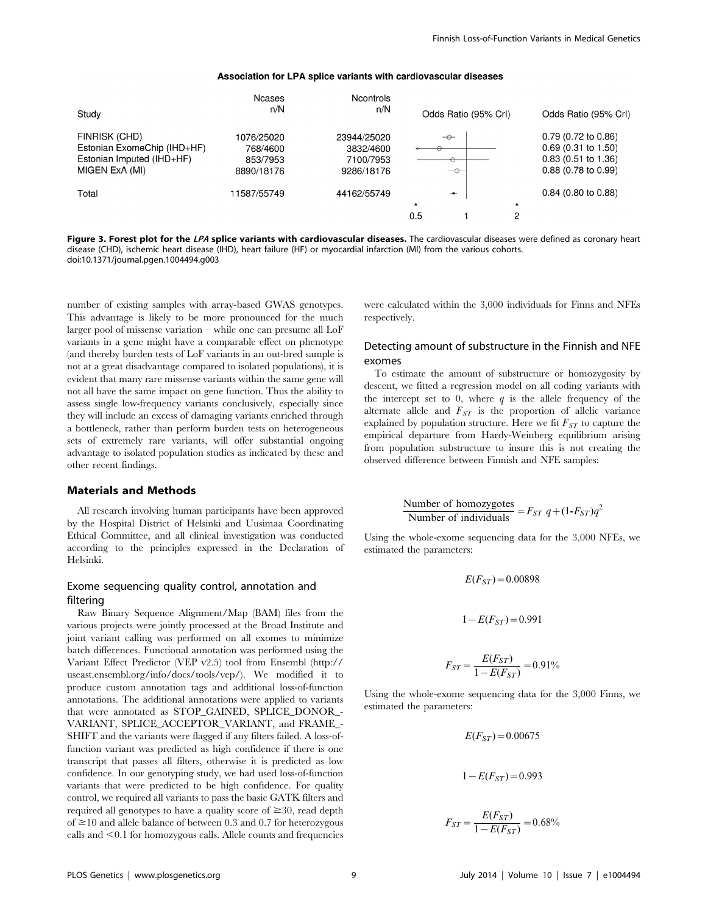**Association for LPA splice variants with cardiovascular diseases**

| Study | Ncases n/N | Ncontrols n/N | Odds Ratio (95% CrI) |
|---|---|---|---|
| FINRISK (CHD) | 1076/25020 | 23944/25020 | 0.79 (0.72 to 0.86) |
| Estonian ExomeChip (IHD+HF) | 768/4600 | 3832/4600 | 0.69 (0.31 to 1.50) |
| Estonian Imputed (IHD+HF) | 853/7953 | 7100/7953 | 0.83 (0.51 to 1.36) |
| MIGEN ExA (MI) | 8890/18176 | 9286/18176 | 0.88 (0.78 to 0.99) |
| Total | 11587/55749 | 44162/55749 | 0.84 (0.80 to 0.88) |

**Figure 3. Forest plot for the *LPA* splice variants with cardiovascular diseases.** The cardiovascular diseases were defined as coronary heart disease (CHD), ischemic heart disease (IHD), heart failure (HF) or myocardial infarction (MI) from the various cohorts.
doi:10.1371/journal.pgen.1004494.g003

number of existing samples with array-based GWAS genotypes. This advantage is likely to be more pronounced for the much larger pool of missense variation – while one can presume all LoF variants in a gene might have a comparable effect on phenotype (and thereby burden tests of LoF variants in an out-bred sample is not at a great disadvantage compared to isolated populations), it is evident that many rare missense variants within the same gene will not all have the same impact on gene function. Thus the ability to assess single low-frequency variants conclusively, especially since they will include an excess of damaging variants enriched through a bottleneck, rather than perform burden tests on heterogeneous sets of extremely rare variants, will offer substantial ongoing advantage to isolated population studies as indicated by these and other recent findings.

## Materials and Methods

All research involving human participants have been approved by the Hospital District of Helsinki and Uusimaa Coordinating Ethical Committee, and all clinical investigation was conducted according to the principles expressed in the Declaration of Helsinki.

### Exome sequencing quality control, annotation and filtering

Raw Binary Sequence Alignment/Map (BAM) files from the various projects were jointly processed at the Broad Institute and joint variant calling was performed on all exomes to minimize batch differences. Functional annotation was performed using the Variant Effect Predictor (VEP v2.5) tool from Ensembl (http://useast.ensembl.org/info/docs/tools/vep/). We modified it to produce custom annotation tags and additional loss-of-function annotations. The additional annotations were applied to variants that were annotated as STOP_GAINED, SPLICE_DONOR_VARIANT, SPLICE_ACCEPTOR_VARIANT, and FRAME_SHIFT and the variants were flagged if any filters failed. A loss-of-function variant was predicted as high confidence if there is one transcript that passes all filters, otherwise it is predicted as low confidence. In our genotyping study, we had used loss-of-function variants that were predicted to be high confidence. For quality control, we required all variants to pass the basic GATK filters and required all genotypes to have a quality score of ≥30, read depth of ≥10 and allele balance of between 0.3 and 0.7 for heterozygous calls and <0.1 for homozygous calls. Allele counts and frequencies were calculated within the 3,000 individuals for Finns and NFEs respectively.

### Detecting amount of substructure in the Finnish and NFE exomes

To estimate the amount of substructure or homozygosity by descent, we fitted a regression model on all coding variants with the intercept set to 0, where $q$ is the allele frequency of the alternate allele and $F_{ST}$ is the proportion of allelic variance explained by population structure. Here we fit $F_{ST}$ to capture the empirical departure from Hardy-Weinberg equilibrium arising from population substructure to insure this is not creating the observed difference between Finnish and NFE samples:

$$\frac{\text{Number of homozygotes}}{\text{Number of individuals}} = F_{ST}\, q + (1\text{-}F_{ST})q^2$$

Using the whole-exome sequencing data for the 3,000 NFEs, we estimated the parameters:

$$E(F_{ST}) = 0.00898$$

$$1 - E(F_{ST}) = 0.991$$

$$F_{ST} = \frac{E(F_{ST})}{1 - E(F_{ST})} = 0.91\%$$

Using the whole-exome sequencing data for the 3,000 Finns, we estimated the parameters:

$$E(F_{ST}) = 0.00675$$

$$1 - E(F_{ST}) = 0.993$$

$$F_{ST} = \frac{E(F_{ST})}{1 - E(F_{ST})} = 0.68\%$$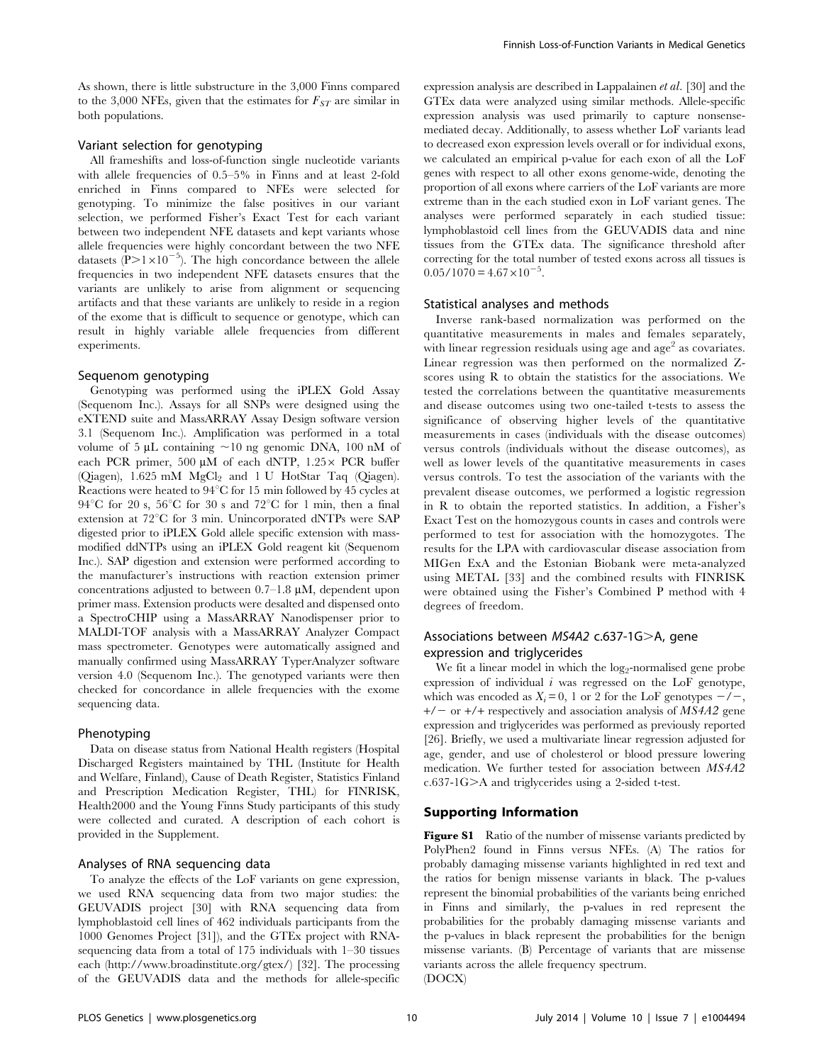As shown, there is little substructure in the 3,000 Finns compared to the 3,000 NFEs, given that the estimates for $F_{ST}$ are similar in both populations.

### Variant selection for genotyping

All frameshifts and loss-of-function single nucleotide variants with allele frequencies of 0.5–5% in Finns and at least 2-fold enriched in Finns compared to NFEs were selected for genotyping. To minimize the false positives in our variant selection, we performed Fisher's Exact Test for each variant between two independent NFE datasets and kept variants whose allele frequencies were highly concordant between the two NFE datasets ($P > 1 \times 10^{-5}$). The high concordance between the allele frequencies in two independent NFE datasets ensures that the variants are unlikely to arise from alignment or sequencing artifacts and that these variants are unlikely to reside in a region of the exome that is difficult to sequence or genotype, which can result in highly variable allele frequencies from different experiments.

### Sequenom genotyping

Genotyping was performed using the iPLEX Gold Assay (Sequenom Inc.). Assays for all SNPs were designed using the eXTEND suite and MassARRAY Assay Design software version 3.1 (Sequenom Inc.). Amplification was performed in a total volume of 5 µL containing ~10 ng genomic DNA, 100 nM of each PCR primer, 500 µM of each dNTP, 1.25× PCR buffer (Qiagen), 1.625 mM $MgCl_2$ and 1 U HotStar Taq (Qiagen). Reactions were heated to 94°C for 15 min followed by 45 cycles at 94°C for 20 s, 56°C for 30 s and 72°C for 1 min, then a final extension at 72°C for 3 min. Unincorporated dNTPs were SAP digested prior to iPLEX Gold allele specific extension with mass-modified ddNTPs using an iPLEX Gold reagent kit (Sequenom Inc.). SAP digestion and extension were performed according to the manufacturer's instructions with reaction extension primer concentrations adjusted to between 0.7–1.8 µM, dependent upon primer mass. Extension products were desalted and dispensed onto a SpectroCHIP using a MassARRAY Nanodispenser prior to MALDI-TOF analysis with a MassARRAY Analyzer Compact mass spectrometer. Genotypes were automatically assigned and manually confirmed using MassARRAY TyperAnalyzer software version 4.0 (Sequenom Inc.). The genotyped variants were then checked for concordance in allele frequencies with the exome sequencing data.

### Phenotyping

Data on disease status from National Health registers (Hospital Discharged Registers maintained by THL (Institute for Health and Welfare, Finland), Cause of Death Register, Statistics Finland and Prescription Medication Register, THL) for FINRISK, Health2000 and the Young Finns Study participants of this study were collected and curated. A description of each cohort is provided in the Supplement.

### Analyses of RNA sequencing data

To analyze the effects of the LoF variants on gene expression, we used RNA sequencing data from two major studies: the GEUVADIS project [30] with RNA sequencing data from lymphoblastoid cell lines of 462 individuals participants from the 1000 Genomes Project [31]), and the GTEx project with RNA-sequencing data from a total of 175 individuals with 1–30 tissues each (http://www.broadinstitute.org/gtex/) [32]. The processing of the GEUVADIS data and the methods for allele-specific expression analysis are described in Lappalainen *et al.* [30] and the GTEx data were analyzed using similar methods. Allele-specific expression analysis was used primarily to capture nonsense-mediated decay. Additionally, to assess whether LoF variants lead to decreased exon expression levels overall or for individual exons, we calculated an empirical p-value for each exon of all the LoF genes with respect to all other exons genome-wide, denoting the proportion of all exons where carriers of the LoF variants are more extreme than in the each studied exon in LoF variant genes. The analyses were performed separately in each studied tissue: lymphoblastoid cell lines from the GEUVADIS data and nine tissues from the GTEx data. The significance threshold after correcting for the total number of tested exons across all tissues is $0.05/1070 = 4.67 \times 10^{-5}$.

### Statistical analyses and methods

Inverse rank-based normalization was performed on the quantitative measurements in males and females separately, with linear regression residuals using age and $age^2$ as covariates. Linear regression was then performed on the normalized Z-scores using R to obtain the statistics for the associations. We tested the correlations between the quantitative measurements and disease outcomes using two one-tailed t-tests to assess the significance of observing higher levels of the quantitative measurements in cases (individuals with the disease outcomes) versus controls (individuals without the disease outcomes), as well as lower levels of the quantitative measurements in cases versus controls. To test the association of the variants with the prevalent disease outcomes, we performed a logistic regression in R to obtain the reported statistics. In addition, a Fisher's Exact Test on the homozygous counts in cases and controls were performed to test for association with the homozygotes. The results for the LPA with cardiovascular disease association from MIGen ExA and the Estonian Biobank were meta-analyzed using METAL [33] and the combined results with FINRISK were obtained using the Fisher's Combined P method with 4 degrees of freedom.

### Associations between *MS4A2* c.637-1G>A, gene expression and triglycerides

We fit a linear model in which the $log_2$-normalised gene probe expression of individual $i$ was regressed on the LoF genotype, which was encoded as $X_i = 0$, 1 or 2 for the LoF genotypes −/−, +/− or +/+ respectively and association analysis of *MS4A2* gene expression and triglycerides was performed as previously reported [26]. Briefly, we used a multivariate linear regression adjusted for age, gender, and use of cholesterol or blood pressure lowering medication. We further tested for association between *MS4A2* c.637-1G>A and triglycerides using a 2-sided t-test.

## Supporting Information

**Figure S1** Ratio of the number of missense variants predicted by PolyPhen2 found in Finns versus NFEs. (A) The ratios for probably damaging missense variants highlighted in red text and the ratios for benign missense variants in black. The p-values represent the binomial probabilities of the variants being enriched in Finns and similarly, the p-values in red represent the probabilities for the probably damaging missense variants and the p-values in black represent the probabilities for the benign missense variants. (B) Percentage of variants that are missense variants across the allele frequency spectrum.
(DOCX)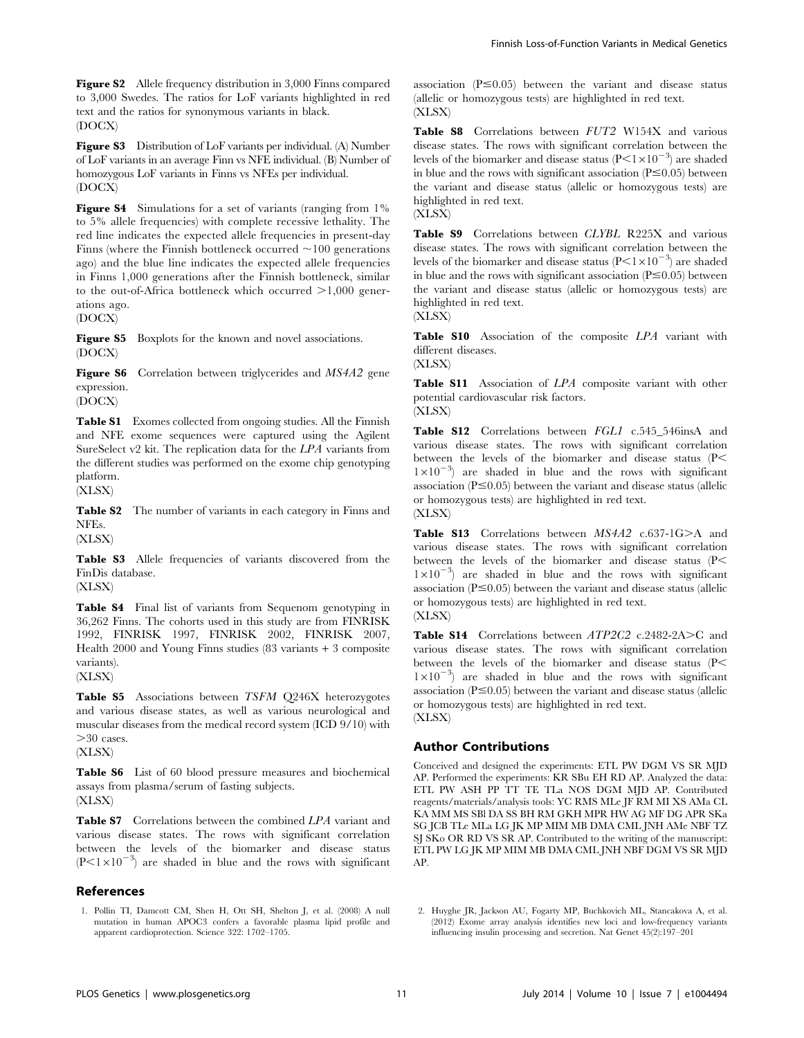**Figure S2** Allele frequency distribution in 3,000 Finns compared to 3,000 Swedes. The ratios for LoF variants highlighted in red text and the ratios for synonymous variants in black.
(DOCX)

**Figure S3** Distribution of LoF variants per individual. (A) Number of LoF variants in an average Finn vs NFE individual. (B) Number of homozygous LoF variants in Finns vs NFEs per individual.
(DOCX)

**Figure S4** Simulations for a set of variants (ranging from 1% to 5% allele frequencies) with complete recessive lethality. The red line indicates the expected allele frequencies in present-day Finns (where the Finnish bottleneck occurred ~100 generations ago) and the blue line indicates the expected allele frequencies in Finns 1,000 generations after the Finnish bottleneck, similar to the out-of-Africa bottleneck which occurred >1,000 generations ago.
(DOCX)

**Figure S5** Boxplots for the known and novel associations.
(DOCX)

**Figure S6** Correlation between triglycerides and *MS4A2* gene expression.
(DOCX)

**Table S1** Exomes collected from ongoing studies. All the Finnish and NFE exome sequences were captured using the Agilent SureSelect v2 kit. The replication data for the *LPA* variants from the different studies was performed on the exome chip genotyping platform.
(XLSX)

**Table S2** The number of variants in each category in Finns and NFEs.
(XLSX)

**Table S3** Allele frequencies of variants discovered from the FinDis database.
(XLSX)

**Table S4** Final list of variants from Sequenom genotyping in 36,262 Finns. The cohorts used in this study are from FINRISK 1992, FINRISK 1997, FINRISK 2002, FINRISK 2007, Health 2000 and Young Finns studies (83 variants + 3 composite variants).
(XLSX)

**Table S5** Associations between *TSFM* Q246X heterozygotes and various disease states, as well as various neurological and muscular diseases from the medical record system (ICD 9/10) with >30 cases.
(XLSX)

**Table S6** List of 60 blood pressure measures and biochemical assays from plasma/serum of fasting subjects.
(XLSX)

**Table S7** Correlations between the combined *LPA* variant and various disease states. The rows with significant correlation between the levels of the biomarker and disease status ($P<1\times10^{-3}$) are shaded in blue and the rows with significant association ($P\leq0.05$) between the variant and disease status (allelic or homozygous tests) are highlighted in red text.
(XLSX)

**Table S8** Correlations between *FUT2* W154X and various disease states. The rows with significant correlation between the levels of the biomarker and disease status ($P<1\times10^{-3}$) are shaded in blue and the rows with significant association ($P\leq0.05$) between the variant and disease status (allelic or homozygous tests) are highlighted in red text.
(XLSX)

**Table S9** Correlations between *CLYBL* R225X and various disease states. The rows with significant correlation between the levels of the biomarker and disease status ($P<1\times10^{-3}$) are shaded in blue and the rows with significant association ($P\leq0.05$) between the variant and disease status (allelic or homozygous tests) are highlighted in red text.
(XLSX)

**Table S10** Association of the composite *LPA* variant with different diseases.
(XLSX)

**Table S11** Association of *LPA* composite variant with other potential cardiovascular risk factors.
(XLSX)

**Table S12** Correlations between *FGL1* c.545_546insA and various disease states. The rows with significant correlation between the levels of the biomarker and disease status ($P<1\times10^{-3}$) are shaded in blue and the rows with significant association ($P\leq0.05$) between the variant and disease status (allelic or homozygous tests) are highlighted in red text.
(XLSX)

**Table S13** Correlations between *MS4A2* c.637-1G>A and various disease states. The rows with significant correlation between the levels of the biomarker and disease status ($P<1\times10^{-3}$) are shaded in blue and the rows with significant association ($P\leq0.05$) between the variant and disease status (allelic or homozygous tests) are highlighted in red text.
(XLSX)

**Table S14** Correlations between *ATP2C2* c.2482-2A>C and various disease states. The rows with significant correlation between the levels of the biomarker and disease status ($P<1\times10^{-3}$) are shaded in blue and the rows with significant association ($P\leq0.05$) between the variant and disease status (allelic or homozygous tests) are highlighted in red text.
(XLSX)

## Author Contributions

Conceived and designed the experiments: ETL PW DGM VS SR MJD AP. Performed the experiments: KR SBu EH RD AP. Analyzed the data: ETL PW ASH PP TT TE TLa NOS DGM MJD AP. Contributed reagents/materials/analysis tools: YC RMS MLe JF RM MI XS AMa CL KA MM MS SBl DA SS BH RM GKH MPR HW AG MF DG APR SKa SG JCB TLe MLa LG JK MP MIM MB DMA CML JNH AMe NBF TZ SJ SKo OR RD VS SR AP. Contributed to the writing of the manuscript: ETL PW LG JK MP MIM MB DMA CML JNH NBF DGM VS SR MJD AP.

## References

1. Pollin TI, Damcott CM, Shen H, Ott SH, Shelton J, et al. (2008) A null mutation in human APOC3 confers a favorable plasma lipid profile and apparent cardioprotection. Science 322: 1702–1705.
2. Huyghe JR, Jackson AU, Fogarty MP, Buchkovich ML, Stancakova A, et al. (2012) Exome array analysis identifies new loci and low-frequency variants influencing insulin processing and secretion. Nat Genet 45(2):197–201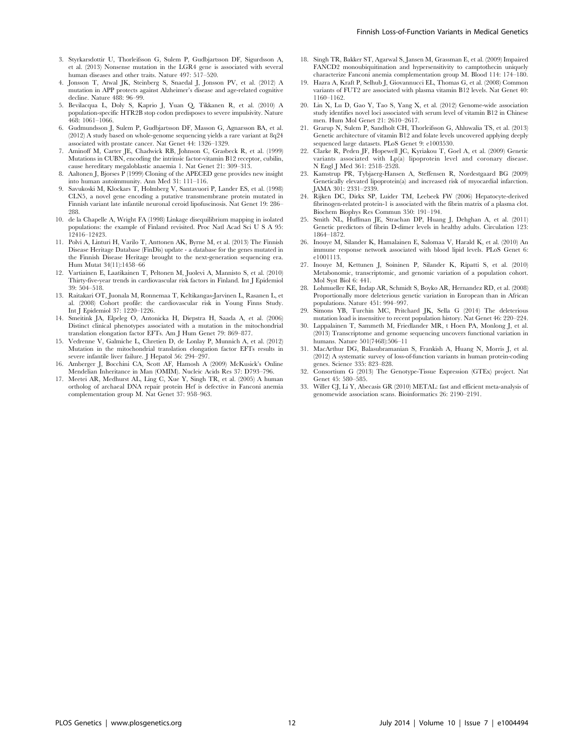3. Styrkarsdottir U, Thorleifsson G, Sulem P, Gudbjartsson DF, Sigurdsson A, et al. (2013) Nonsense mutation in the LGR4 gene is associated with several human diseases and other traits. Nature 497: 517–520.
4. Jonsson T, Atwal JK, Steinberg S, Snaedal J, Jonsson PV, et al. (2012) A mutation in APP protects against Alzheimer's disease and age-related cognitive decline. Nature 488: 96–99.
5. Bevilacqua L, Doly S, Kaprio J, Yuan Q, Tikkanen R, et al. (2010) A population-specific HTR2B stop codon predisposes to severe impulsivity. Nature 468: 1061–1066.
6. Gudmundsson J, Sulem P, Gudbjartsson DF, Masson G, Agnarsson BA, et al. (2012) A study based on whole-genome sequencing yields a rare variant at 8q24 associated with prostate cancer. Nat Genet 44: 1326–1329.
7. Aminoff M, Carter JE, Chadwick RB, Johnson C, Grasbeck R, et al. (1999) Mutations in CUBN, encoding the intrinsic factor-vitamin B12 receptor, cubilin, cause hereditary megaloblastic anaemia 1. Nat Genet 21: 309–313.
8. Aaltonen J, Bjorses P (1999) Cloning of the APECED gene provides new insight into human autoimmunity. Ann Med 31: 111–116.
9. Savukoski M, Klockars T, Holmberg V, Santavuori P, Lander ES, et al. (1998) CLN5, a novel gene encoding a putative transmembrane protein mutated in Finnish variant late infantile neuronal ceroid lipofuscinosis. Nat Genet 19: 286–288.
10. de la Chapelle A, Wright FA (1998) Linkage disequilibrium mapping in isolated populations: the example of Finland revisited. Proc Natl Acad Sci U S A 95: 12416–12423.
11. Polvi A, Linturi H, Varilo T, Anttonen AK, Byrne M, et al. (2013) The Finnish Disease Heritage Database (FinDis) update - a database for the genes mutated in the Finnish Disease Heritage brought to the next-generation sequencing era. Hum Mutat 34(11):1458–66
12. Vartiainen E, Laatikainen T, Peltonen M, Juolevi A, Mannisto S, et al. (2010) Thirty-five-year trends in cardiovascular risk factors in Finland. Int J Epidemiol 39: 504–518.
13. Raitakari OT, Juonala M, Ronnemaa T, Keltikangas-Jarvinen L, Rasanen L, et al. (2008) Cohort profile: the cardiovascular risk in Young Finns Study. Int J Epidemiol 37: 1220–1226.
14. Smeitink JA, Elpeleg O, Antonicka H, Diepstra H, Saada A, et al. (2006) Distinct clinical phenotypes associated with a mutation in the mitochondrial translation elongation factor EFTs. Am J Hum Genet 79: 869–877.
15. Vedrenne V, Galmiche L, Chretien D, de Lonlay P, Munnich A, et al. (2012) Mutation in the mitochondrial translation elongation factor EFTs results in severe infantile liver failure. J Hepatol 56: 294–297.
16. Amberger J, Bocchini CA, Scott AF, Hamosh A (2009) McKusick's Online Mendelian Inheritance in Man (OMIM). Nucleic Acids Res 37: D793–796.
17. Meetei AR, Medhurst AL, Ling C, Xue Y, Singh TR, et al. (2005) A human ortholog of archaeal DNA repair protein Hef is defective in Fanconi anemia complementation group M. Nat Genet 37: 958–963.
18. Singh TR, Bakker ST, Agarwal S, Jansen M, Grassman E, et al. (2009) Impaired FANCD2 monoubiquitination and hypersensitivity to camptothecin uniquely characterize Fanconi anemia complementation group M. Blood 114: 174–180.
19. Hazra A, Kraft P, Selhub J, Giovannucci EL, Thomas G, et al. (2008) Common variants of FUT2 are associated with plasma vitamin B12 levels. Nat Genet 40: 1160–1162.
20. Lin X, Lu D, Gao Y, Tao S, Yang X, et al. (2012) Genome-wide association study identifies novel loci associated with serum level of vitamin B12 in Chinese men. Hum Mol Genet 21: 2610–2617.
21. Grarup N, Sulem P, Sandholt CH, Thorleifsson G, Ahluwalia TS, et al. (2013) Genetic architecture of vitamin B12 and folate levels uncovered applying deeply sequenced large datasets. PLoS Genet 9: e1003530.
22. Clarke R, Peden JF, Hopewell JC, Kyriakou T, Goel A, et al. (2009) Genetic variants associated with Lp(a) lipoprotein level and coronary disease. N Engl J Med 361: 2518–2528.
23. Kamstrup PR, Tybjaerg-Hansen A, Steffensen R, Nordestgaard BG (2009) Genetically elevated lipoprotein(a) and increased risk of myocardial infarction. JAMA 301: 2331–2339.
24. Rijken DC, Dirkx SP, Luider TM, Leebeek FW (2006) Hepatocyte-derived fibrinogen-related protein-1 is associated with the fibrin matrix of a plasma clot. Biochem Biophys Res Commun 350: 191–194.
25. Smith NL, Huffman JE, Strachan DP, Huang J, Dehghan A, et al. (2011) Genetic predictors of fibrin D-dimer levels in healthy adults. Circulation 123: 1864–1872.
26. Inouye M, Silander K, Hamalainen E, Salomaa V, Harald K, et al. (2010) An immune response network associated with blood lipid levels. PLoS Genet 6: e1001113.
27. Inouye M, Kettunen J, Soininen P, Silander K, Ripatti S, et al. (2010) Metabonomic, transcriptomic, and genomic variation of a population cohort. Mol Syst Biol 6: 441.
28. Lohmueller KE, Indap AR, Schmidt S, Boyko AR, Hernandez RD, et al. (2008) Proportionally more deleterious genetic variation in European than in African populations. Nature 451: 994–997.
29. Simons YB, Turchin MC, Pritchard JK, Sella G (2014) The deleterious mutation load is insensitive to recent population history. Nat Genet 46: 220–224.
30. Lappalainen T, Sammeth M, Friedlander MR, t Hoen PA, Monlong J, et al. (2013) Transcriptome and genome sequencing uncovers functional variation in humans. Nature 501(7468):506–11
31. MacArthur DG, Balasubramanian S, Frankish A, Huang N, Morris J, et al. (2012) A systematic survey of loss-of-function variants in human protein-coding genes. Science 335: 823–828.
32. Consortium G (2013) The Genotype-Tissue Expression (GTEx) project. Nat Genet 45: 580–585.
33. Willer CJ, Li Y, Abecasis GR (2010) METAL: fast and efficient meta-analysis of genomewide association scans. Bioinformatics 26: 2190–2191.